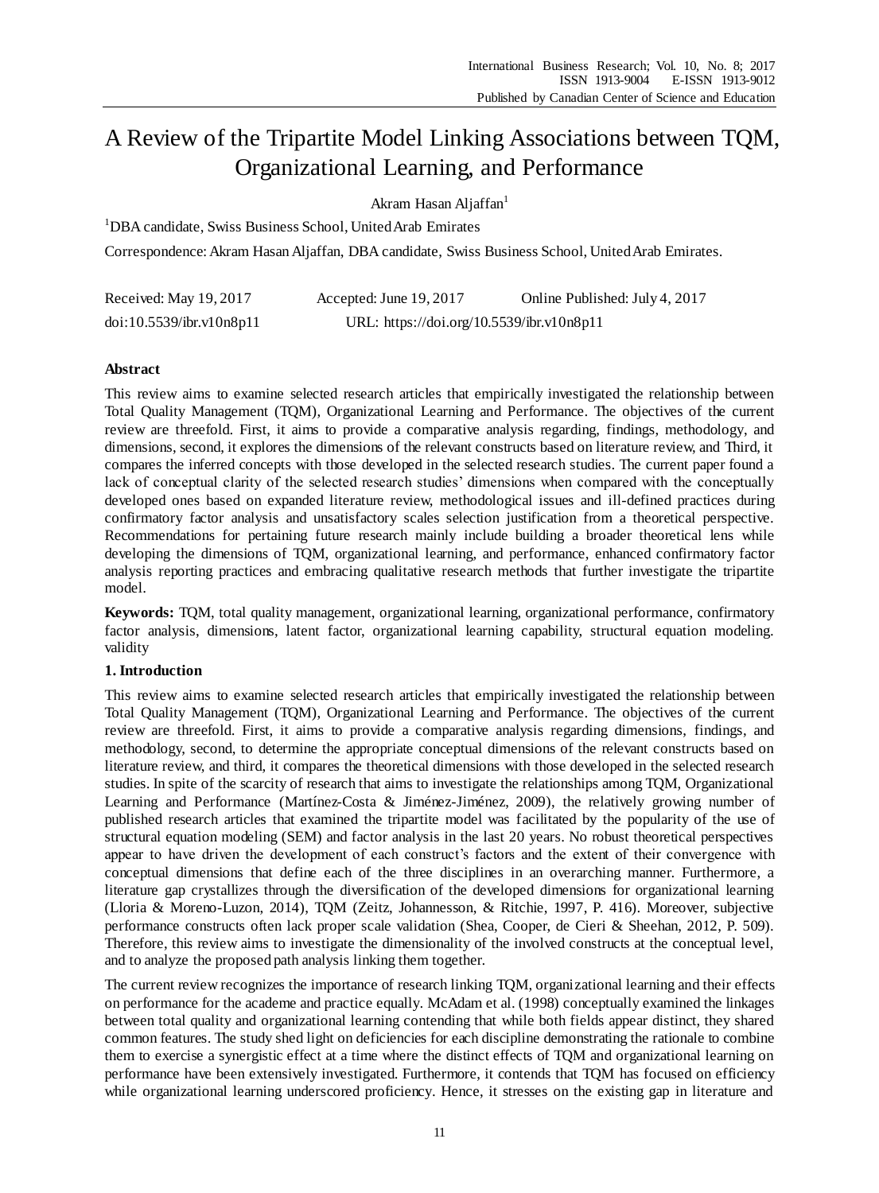# A Review of the Tripartite Model Linking Associations between TQM, Organizational Learning, and Performance

Akram Hasan Aljaffan[1]

[1]DBA candidate, Swiss Business School, United Arab Emirates

Correspondence: Akram Hasan Aljaffan, DBA candidate, Swiss Business School, United Arab Emirates.

Received: May 19, 2017 Accepted: June 19, 2017 Online Published: July 4, 2017

doi:10.5539/ibr.v10n8p11 URL: https://doi.org/10.5539/ibr.v10n8p11

## Abstract

This review aims to examine selected research articles that empirically investigated the relationship between Total Quality Management (TQM), Organizational Learning and Performance. The objectives of the current review are threefold. First, it aims to provide a comparative analysis regarding, findings, methodology, and dimensions, second, it explores the dimensions of the relevant constructs based on literature review, and Third, it compares the inferred concepts with those developed in the selected research studies. The current paper found a lack of conceptual clarity of the selected research studies' dimensions when compared with the conceptually developed ones based on expanded literature review, methodological issues and ill-defined practices during confirmatory factor analysis and unsatisfactory scales selection justification from a theoretical perspective. Recommendations for pertaining future research mainly include building a broader theoretical lens while developing the dimensions of TQM, organizational learning, and performance, enhanced confirmatory factor analysis reporting practices and embracing qualitative research methods that further investigate the tripartite model.

**Keywords:** TQM, total quality management, organizational learning, organizational performance, confirmatory factor analysis, dimensions, latent factor, organizational learning capability, structural equation modeling. validity

## 1. Introduction

This review aims to examine selected research articles that empirically investigated the relationship between Total Quality Management (TQM), Organizational Learning and Performance. The objectives of the current review are threefold. First, it aims to provide a comparative analysis regarding dimensions, findings, and methodology, second, to determine the appropriate conceptual dimensions of the relevant constructs based on literature review, and third, it compares the theoretical dimensions with those developed in the selected research studies. In spite of the scarcity of research that aims to investigate the relationships among TQM, Organizational Learning and Performance (Martínez-Costa & Jiménez-Jiménez, 2009), the relatively growing number of published research articles that examined the tripartite model was facilitated by the popularity of the use of structural equation modeling (SEM) and factor analysis in the last 20 years. No robust theoretical perspectives appear to have driven the development of each construct's factors and the extent of their convergence with conceptual dimensions that define each of the three disciplines in an overarching manner. Furthermore, a literature gap crystallizes through the diversification of the developed dimensions for organizational learning (Lloria & Moreno-Luzon, 2014), TQM (Zeitz, Johannesson, & Ritchie, 1997, P. 416). Moreover, subjective performance constructs often lack proper scale validation (Shea, Cooper, de Cieri & Sheehan, 2012, P. 509). Therefore, this review aims to investigate the dimensionality of the involved constructs at the conceptual level, and to analyze the proposed path analysis linking them together.

The current review recognizes the importance of research linking TQM, organizational learning and their effects on performance for the academe and practice equally. McAdam et al. (1998) conceptually examined the linkages between total quality and organizational learning contending that while both fields appear distinct, they shared common features. The study shed light on deficiencies for each discipline demonstrating the rationale to combine them to exercise a synergistic effect at a time where the distinct effects of TQM and organizational learning on performance have been extensively investigated. Furthermore, it contends that TQM has focused on efficiency while organizational learning underscored proficiency. Hence, it stresses on the existing gap in literature and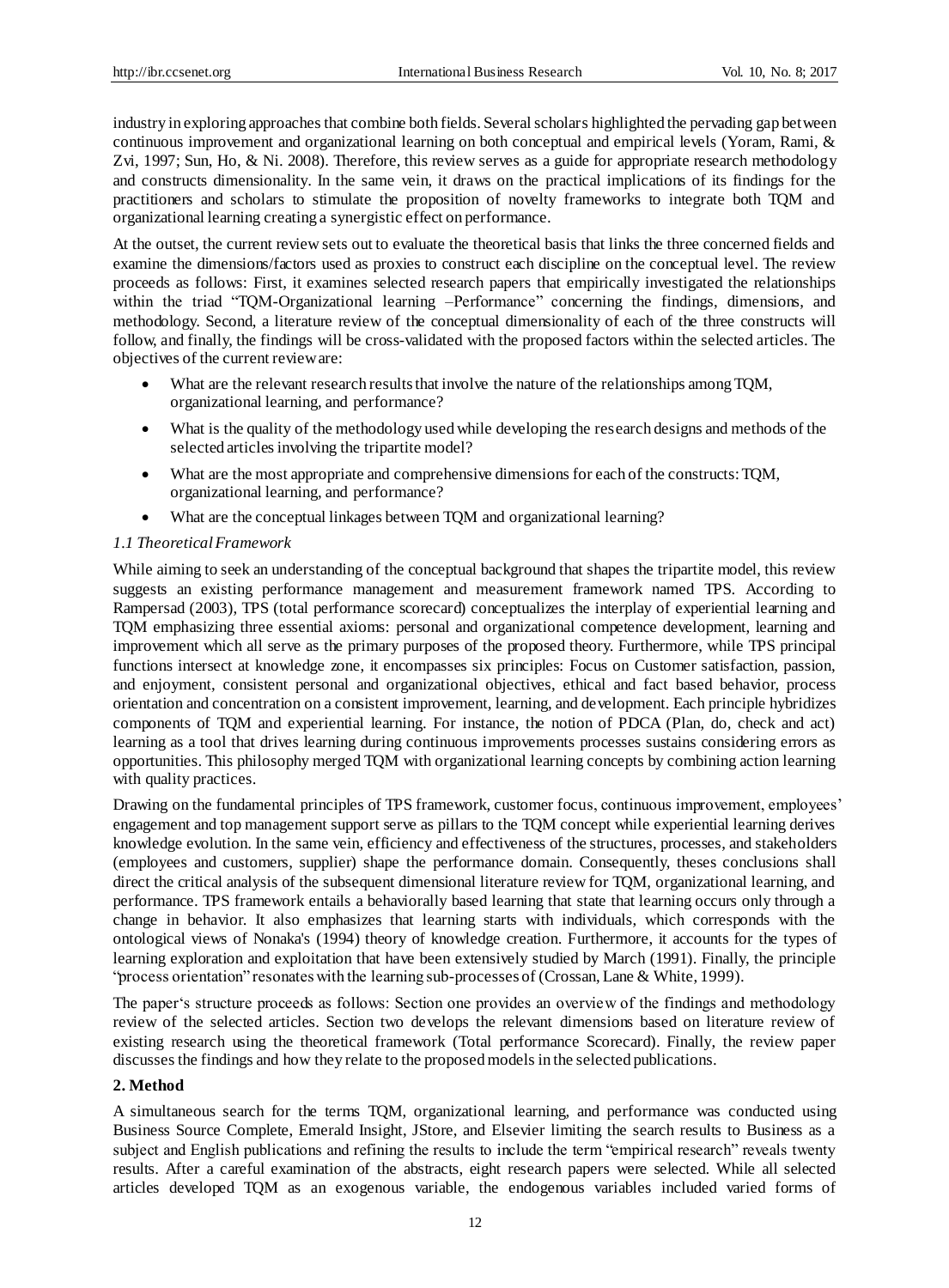industry in exploring approaches that combine both fields. Several scholars highlighted the pervading gap between continuous improvement and organizational learning on both conceptual and empirical levels (Yoram, Rami, & Zvi, 1997; Sun, Ho, & Ni. 2008). Therefore, this review serves as a guide for appropriate research methodology and constructs dimensionality. In the same vein, it draws on the practical implications of its findings for the practitioners and scholars to stimulate the proposition of novelty frameworks to integrate both TQM and organizational learning creating a synergistic effect on performance.

At the outset, the current review sets out to evaluate the theoretical basis that links the three concerned fields and examine the dimensions/factors used as proxies to construct each discipline on the conceptual level. The review proceeds as follows: First, it examines selected research papers that empirically investigated the relationships within the triad "TQM-Organizational learning –Performance" concerning the findings, dimensions, and methodology. Second, a literature review of the conceptual dimensionality of each of the three constructs will follow, and finally, the findings will be cross-validated with the proposed factors within the selected articles. The objectives of the current review are:

- What are the relevant research results that involve the nature of the relationships among TQM, organizational learning, and performance?
- What is the quality of the methodology used while developing the research designs and methods of the selected articles involving the tripartite model?
- What are the most appropriate and comprehensive dimensions for each of the constructs: TQM, organizational learning, and performance?
- What are the conceptual linkages between TQM and organizational learning?

*1.1 Theoretical Framework*

While aiming to seek an understanding of the conceptual background that shapes the tripartite model, this review suggests an existing performance management and measurement framework named TPS. According to Rampersad (2003), TPS (total performance scorecard) conceptualizes the interplay of experiential learning and TQM emphasizing three essential axioms: personal and organizational competence development, learning and improvement which all serve as the primary purposes of the proposed theory. Furthermore, while TPS principal functions intersect at knowledge zone, it encompasses six principles: Focus on Customer satisfaction, passion, and enjoyment, consistent personal and organizational objectives, ethical and fact based behavior, process orientation and concentration on a consistent improvement, learning, and development. Each principle hybridizes components of TQM and experiential learning. For instance, the notion of PDCA (Plan, do, check and act) learning as a tool that drives learning during continuous improvements processes sustains considering errors as opportunities. This philosophy merged TQM with organizational learning concepts by combining action learning with quality practices.

Drawing on the fundamental principles of TPS framework, customer focus, continuous improvement, employees' engagement and top management support serve as pillars to the TQM concept while experiential learning derives knowledge evolution. In the same vein, efficiency and effectiveness of the structures, processes, and stakeholders (employees and customers, supplier) shape the performance domain. Consequently, theses conclusions shall direct the critical analysis of the subsequent dimensional literature review for TQM, organizational learning, and performance. TPS framework entails a behaviorally based learning that state that learning occurs only through a change in behavior. It also emphasizes that learning starts with individuals, which corresponds with the ontological views of Nonaka's (1994) theory of knowledge creation. Furthermore, it accounts for the types of learning exploration and exploitation that have been extensively studied by March (1991). Finally, the principle "process orientation" resonates with the learning sub-processes of (Crossan, Lane & White, 1999).

The paper's structure proceeds as follows: Section one provides an overview of the findings and methodology review of the selected articles. Section two develops the relevant dimensions based on literature review of existing research using the theoretical framework (Total performance Scorecard). Finally, the review paper discusses the findings and how they relate to the proposed models in the selected publications.

## 2. Method

A simultaneous search for the terms TQM, organizational learning, and performance was conducted using Business Source Complete, Emerald Insight, JStore, and Elsevier limiting the search results to Business as a subject and English publications and refining the results to include the term "empirical research" reveals twenty results. After a careful examination of the abstracts, eight research papers were selected. While all selected articles developed TQM as an exogenous variable, the endogenous variables included varied forms of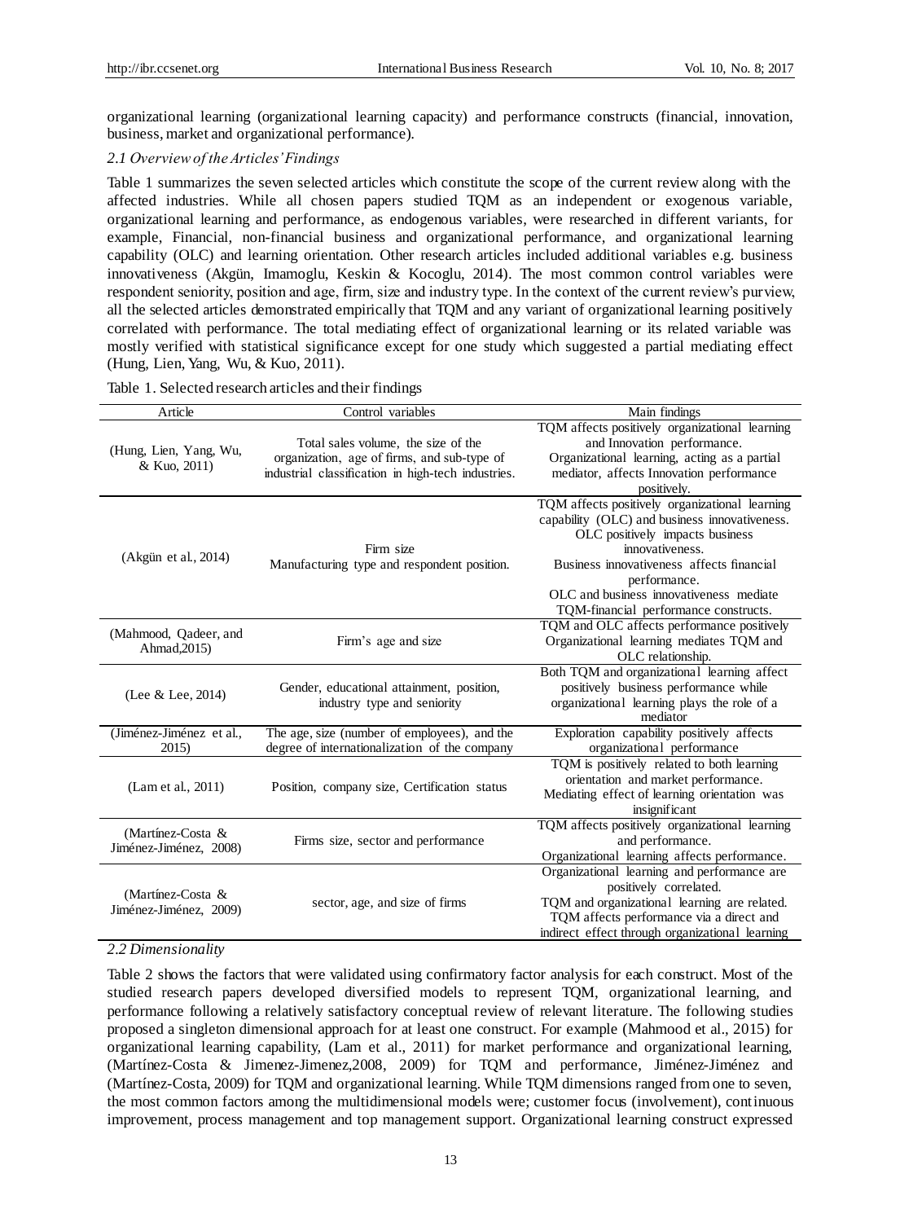organizational learning (organizational learning capacity) and performance constructs (financial, innovation, business, market and organizational performance).

### *2.1 Overview of the Articles' Findings*

Table 1 summarizes the seven selected articles which constitute the scope of the current review along with the affected industries. While all chosen papers studied TQM as an independent or exogenous variable, organizational learning and performance, as endogenous variables, were researched in different variants, for example, Financial, non-financial business and organizational performance, and organizational learning capability (OLC) and learning orientation. Other research articles included additional variables e.g. business innovativeness (Akgün, Imamoglu, Keskin & Kocoglu, 2014). The most common control variables were respondent seniority, position and age, firm, size and industry type. In the context of the current review's purview, all the selected articles demonstrated empirically that TQM and any variant of organizational learning positively correlated with performance. The total mediating effect of organizational learning or its related variable was mostly verified with statistical significance except for one study which suggested a partial mediating effect (Hung, Lien, Yang, Wu, & Kuo, 2011).

Table 1. Selected research articles and their findings

| Article | Control variables | Main findings |
|---|---|---|
| (Hung, Lien, Yang, Wu, & Kuo, 2011) | Total sales volume, the size of the organization, age of firms, and sub-type of industrial classification in high-tech industries. | TQM affects positively organizational learning and Innovation performance. Organizational learning, acting as a partial mediator, affects Innovation performance positively. |
| (Akgün et al., 2014) | Firm size Manufacturing type and respondent position. | TQM affects positively organizational learning capability (OLC) and business innovativeness. OLC positively impacts business innovativeness. Business innovativeness affects financial performance. OLC and business innovativeness mediate TQM-financial performance constructs. |
| (Mahmood, Qadeer, and Ahmad,2015) | Firm's age and size | TQM and OLC affects performance positively Organizational learning mediates TQM and OLC relationship. |
| (Lee & Lee, 2014) | Gender, educational attainment, position, industry type and seniority | Both TQM and organizational learning affect positively business performance while organizational learning plays the role of a mediator |
| (Jiménez-Jiménez et al., 2015) | The age, size (number of employees), and the degree of internationalization of the company | Exploration capability positively affects organizational performance |
| (Lam et al., 2011) | Position, company size, Certification status | TQM is positively related to both learning orientation and market performance. Mediating effect of learning orientation was insignificant |
| (Martínez-Costa & Jiménez-Jiménez, 2008) | Firms size, sector and performance | TQM affects positively organizational learning and performance. Organizational learning affects performance. |
| (Martínez-Costa & Jiménez-Jiménez, 2009) | sector, age, and size of firms | Organizational learning and performance are positively correlated. TQM and organizational learning are related. TQM affects performance via a direct and indirect effect through organizational learning |

### *2.2 Dimensionality*

Table 2 shows the factors that were validated using confirmatory factor analysis for each construct. Most of the studied research papers developed diversified models to represent TQM, organizational learning, and performance following a relatively satisfactory conceptual review of relevant literature. The following studies proposed a singleton dimensional approach for at least one construct. For example (Mahmood et al., 2015) for organizational learning capability, (Lam et al., 2011) for market performance and organizational learning, (Martínez-Costa & Jimenez-Jimenez,2008, 2009) for TQM and performance, Jiménez-Jiménez and (Martínez-Costa, 2009) for TQM and organizational learning. While TQM dimensions ranged from one to seven, the most common factors among the multidimensional models were; customer focus (involvement), continuous improvement, process management and top management support. Organizational learning construct expressed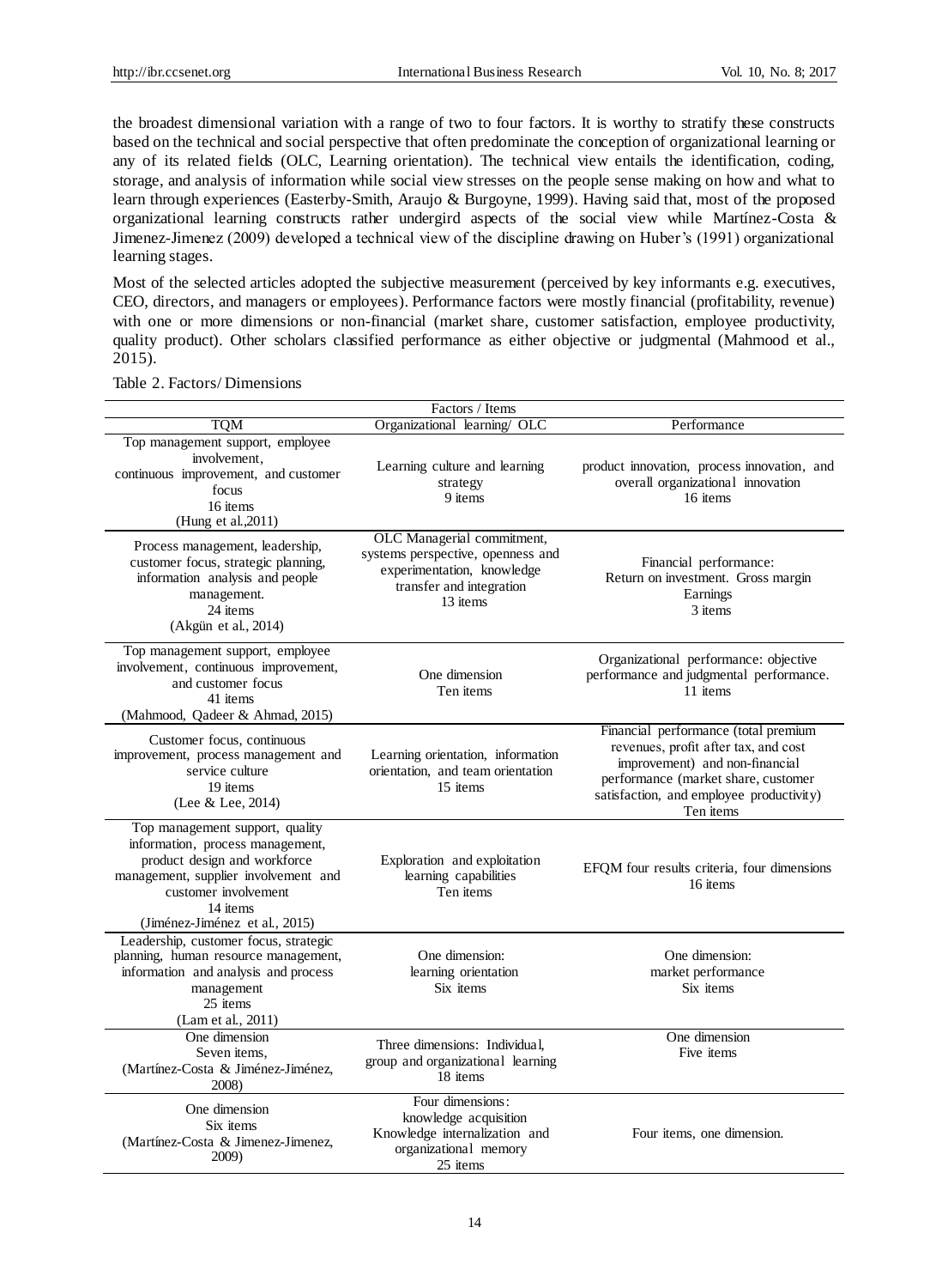the broadest dimensional variation with a range of two to four factors. It is worthy to stratify these constructs based on the technical and social perspective that often predominate the conception of organizational learning or any of its related fields (OLC, Learning orientation). The technical view entails the identification, coding, storage, and analysis of information while social view stresses on the people sense making on how and what to learn through experiences (Easterby-Smith, Araujo & Burgoyne, 1999). Having said that, most of the proposed organizational learning constructs rather undergird aspects of the social view while Martínez-Costa & Jimenez-Jimenez (2009) developed a technical view of the discipline drawing on Huber's (1991) organizational learning stages.

Most of the selected articles adopted the subjective measurement (perceived by key informants e.g. executives, CEO, directors, and managers or employees). Performance factors were mostly financial (profitability, revenue) with one or more dimensions or non-financial (market share, customer satisfaction, employee productivity, quality product). Other scholars classified performance as either objective or judgmental (Mahmood et al., 2015).

Table 2. Factors/ Dimensions

| Factors / Items | | |
|---|---|---|
| TQM | Organizational learning/ OLC | Performance |
| Top management support, employee involvement, continuous improvement, and customer focus 16 items (Hung et al.,2011) | Learning culture and learning strategy 9 items | product innovation, process innovation, and overall organizational innovation 16 items |
| Process management, leadership, customer focus, strategic planning, information analysis and people management. 24 items (Akgün et al., 2014) | OLC Managerial commitment, systems perspective, openness and experimentation, knowledge transfer and integration 13 items | Financial performance: Return on investment. Gross margin Earnings 3 items |
| Top management support, employee involvement, continuous improvement, and customer focus 41 items (Mahmood, Qadeer & Ahmad, 2015) | One dimension Ten items | Organizational performance: objective performance and judgmental performance. 11 items |
| Customer focus, continuous improvement, process management and service culture 19 items (Lee & Lee, 2014) | Learning orientation, information orientation, and team orientation 15 items | Financial performance (total premium revenues, profit after tax, and cost improvement) and non-financial performance (market share, customer satisfaction, and employee productivity) Ten items |
| Top management support, quality information, process management, product design and workforce management, supplier involvement and customer involvement 14 items (Jiménez-Jiménez et al., 2015) | Exploration and exploitation learning capabilities Ten items | EFQM four results criteria, four dimensions 16 items |
| Leadership, customer focus, strategic planning, human resource management, information and analysis and process management 25 items (Lam et al., 2011) | One dimension: learning orientation Six items | One dimension: market performance Six items |
| One dimension Seven items, (Martínez-Costa & Jiménez-Jiménez, 2008) | Three dimensions: Individual, group and organizational learning 18 items | One dimension Five items |
| One dimension Six items (Martínez-Costa & Jimenez-Jimenez, 2009) | Four dimensions: knowledge acquisition Knowledge internalization and organizational memory 25 items | Four items, one dimension. |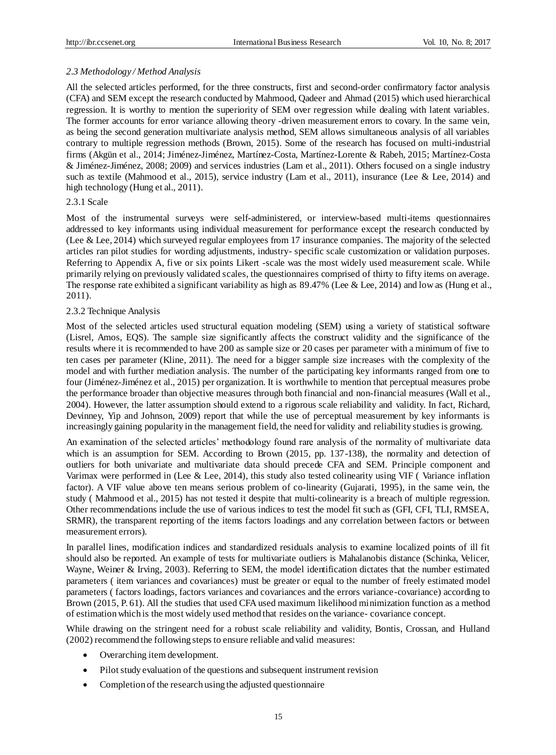### *2.3 Methodology / Method Analysis*

All the selected articles performed, for the three constructs, first and second-order confirmatory factor analysis (CFA) and SEM except the research conducted by Mahmood, Qadeer and Ahmad (2015) which used hierarchical regression. It is worthy to mention the superiority of SEM over regression while dealing with latent variables. The former accounts for error variance allowing theory -driven measurement errors to covary. In the same vein, as being the second generation multivariate analysis method, SEM allows simultaneous analysis of all variables contrary to multiple regression methods (Brown, 2015). Some of the research has focused on multi-industrial firms (Akgün et al., 2014; Jiménez-Jiménez, Martínez-Costa, Martínez-Lorente & Rabeh, 2015; Martínez-Costa & Jiménez-Jiménez, 2008; 2009) and services industries (Lam et al., 2011). Others focused on a single industry such as textile (Mahmood et al., 2015), service industry (Lam et al., 2011), insurance (Lee & Lee, 2014) and high technology (Hung et al., 2011).

#### 2.3.1 Scale

Most of the instrumental surveys were self-administered, or interview-based multi-items questionnaires addressed to key informants using individual measurement for performance except the research conducted by (Lee & Lee, 2014) which surveyed regular employees from 17 insurance companies. The majority of the selected articles ran pilot studies for wording adjustments, industry- specific scale customization or validation purposes. Referring to Appendix A, five or six points Likert -scale was the most widely used measurement scale. While primarily relying on previously validated scales, the questionnaires comprised of thirty to fifty items on average. The response rate exhibited a significant variability as high as 89.47% (Lee & Lee, 2014) and low as (Hung et al., 2011).

#### 2.3.2 Technique Analysis

Most of the selected articles used structural equation modeling (SEM) using a variety of statistical software (Lisrel, Amos, EQS). The sample size significantly affects the construct validity and the significance of the results where it is recommended to have 200 as sample size or 20 cases per parameter with a minimum of five to ten cases per parameter (Kline, 2011). The need for a bigger sample size increases with the complexity of the model and with further mediation analysis. The number of the participating key informants ranged from one to four (Jiménez-Jiménez et al., 2015) per organization. It is worthwhile to mention that perceptual measures probe the performance broader than objective measures through both financial and non-financial measures (Wall et al., 2004). However, the latter assumption should extend to a rigorous scale reliability and validity. In fact, Richard, Devinney, Yip and Johnson, 2009) report that while the use of perceptual measurement by key informants is increasingly gaining popularity in the management field, the need for validity and reliability studies is growing.

An examination of the selected articles' methodology found rare analysis of the normality of multivariate data which is an assumption for SEM. According to Brown (2015, pp. 137-138), the normality and detection of outliers for both univariate and multivariate data should precede CFA and SEM. Principle component and Varimax were performed in (Lee & Lee, 2014), this study also tested colinearity using VIF ( Variance inflation factor). A VIF value above ten means serious problem of co-linearity (Gujarati, 1995), in the same vein, the study ( Mahmood et al., 2015) has not tested it despite that multi-colinearity is a breach of multiple regression. Other recommendations include the use of various indices to test the model fit such as (GFI, CFI, TLI, RMSEA, SRMR), the transparent reporting of the items factors loadings and any correlation between factors or between measurement errors).

In parallel lines, modification indices and standardized residuals analysis to examine localized points of ill fit should also be reported. An example of tests for multivariate outliers is Mahalanobis distance (Schinka, Velicer, Wayne, Weiner & Irving, 2003). Referring to SEM, the model identification dictates that the number estimated parameters ( item variances and covariances) must be greater or equal to the number of freely estimated model parameters ( factors loadings, factors variances and covariances and the errors variance-covariance) according to Brown (2015, P. 61). All the studies that used CFA used maximum likelihood minimization function as a method of estimation which is the most widely used method that resides on the variance- covariance concept.

While drawing on the stringent need for a robust scale reliability and validity, Bontis, Crossan, and Hulland (2002) recommend the following steps to ensure reliable and valid measures:

- Overarching item development.
- Pilot study evaluation of the questions and subsequent instrument revision
- Completion of the research using the adjusted questionnaire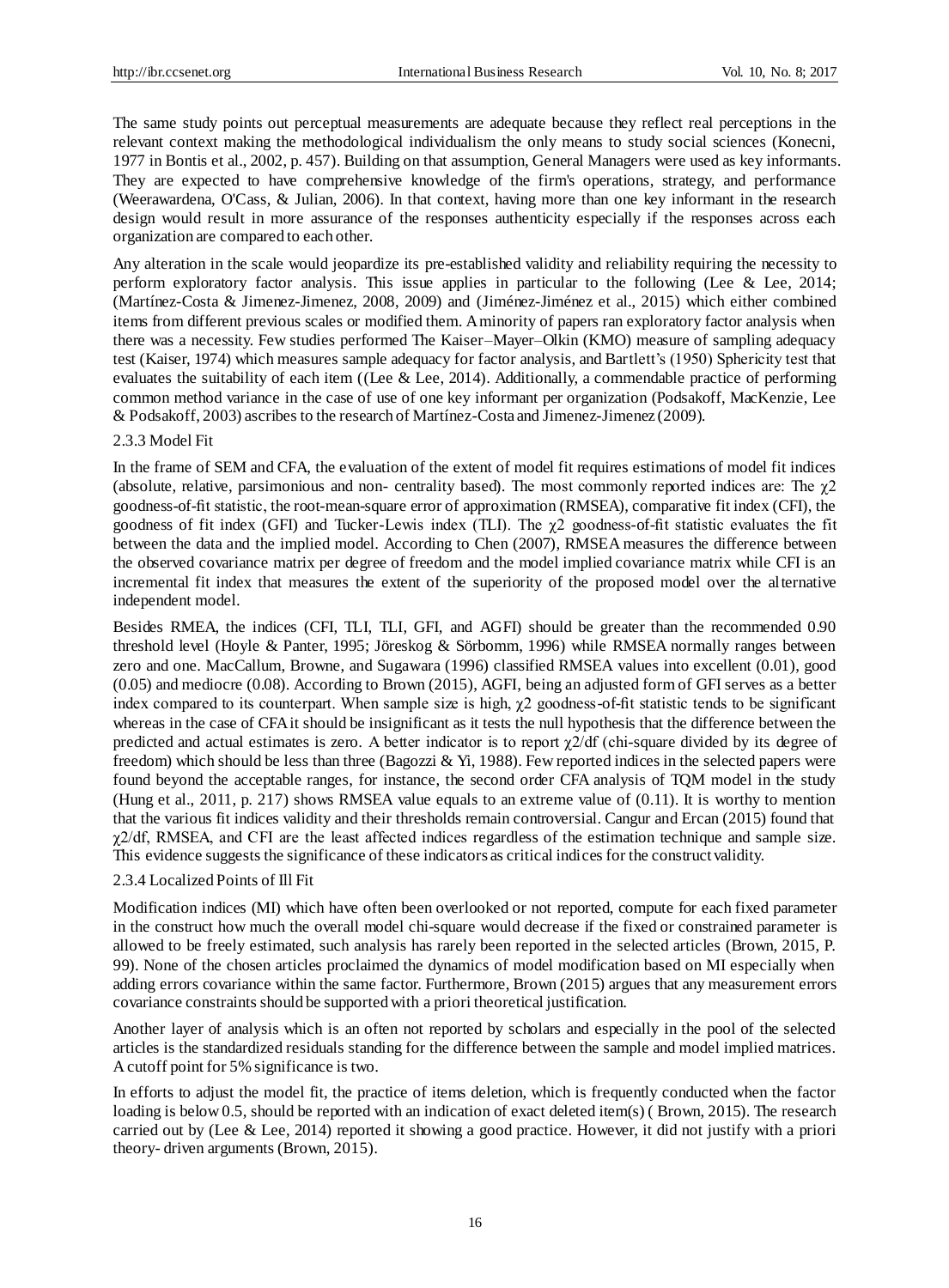The same study points out perceptual measurements are adequate because they reflect real perceptions in the relevant context making the methodological individualism the only means to study social sciences (Konecni, 1977 in Bontis et al., 2002, p. 457). Building on that assumption, General Managers were used as key informants. They are expected to have comprehensive knowledge of the firm's operations, strategy, and performance (Weerawardena, O'Cass, & Julian, 2006). In that context, having more than one key informant in the research design would result in more assurance of the responses authenticity especially if the responses across each organization are compared to each other.

Any alteration in the scale would jeopardize its pre-established validity and reliability requiring the necessity to perform exploratory factor analysis. This issue applies in particular to the following (Lee & Lee, 2014; (Martínez-Costa & Jimenez-Jimenez, 2008, 2009) and (Jiménez-Jiménez et al., 2015) which either combined items from different previous scales or modified them. A minority of papers ran exploratory factor analysis when there was a necessity. Few studies performed The Kaiser–Mayer–Olkin (KMO) measure of sampling adequacy test (Kaiser, 1974) which measures sample adequacy for factor analysis, and Bartlett's (1950) Sphericity test that evaluates the suitability of each item ((Lee & Lee, 2014). Additionally, a commendable practice of performing common method variance in the case of use of one key informant per organization (Podsakoff, MacKenzie, Lee & Podsakoff, 2003) ascribes to the research of Martínez-Costa and Jimenez-Jimenez (2009).

#### 2.3.3 Model Fit

In the frame of SEM and CFA, the evaluation of the extent of model fit requires estimations of model fit indices (absolute, relative, parsimonious and non- centrality based). The most commonly reported indices are: The $\chi2$ goodness-of-fit statistic, the root-mean-square error of approximation (RMSEA), comparative fit index (CFI), the goodness of fit index (GFI) and Tucker-Lewis index (TLI). The $\chi2$ goodness-of-fit statistic evaluates the fit between the data and the implied model. According to Chen (2007), RMSEA measures the difference between the observed covariance matrix per degree of freedom and the model implied covariance matrix while CFI is an incremental fit index that measures the extent of the superiority of the proposed model over the alternative independent model.

Besides RMEA, the indices (CFI, TLI, TLI, GFI, and AGFI) should be greater than the recommended 0.90 threshold level (Hoyle & Panter, 1995; Jöreskog & Sörbomm, 1996) while RMSEA normally ranges between zero and one. MacCallum, Browne, and Sugawara (1996) classified RMSEA values into excellent (0.01), good (0.05) and mediocre (0.08). According to Brown (2015), AGFI, being an adjusted form of GFI serves as a better index compared to its counterpart. When sample size is high, $\chi2$ goodness-of-fit statistic tends to be significant whereas in the case of CFA it should be insignificant as it tests the null hypothesis that the difference between the predicted and actual estimates is zero. A better indicator is to report $\chi2$/df (chi-square divided by its degree of freedom) which should be less than three (Bagozzi & Yi, 1988). Few reported indices in the selected papers were found beyond the acceptable ranges, for instance, the second order CFA analysis of TQM model in the study (Hung et al., 2011, p. 217) shows RMSEA value equals to an extreme value of (0.11). It is worthy to mention that the various fit indices validity and their thresholds remain controversial. Cangur and Ercan (2015) found that $\chi2$/df, RMSEA, and CFI are the least affected indices regardless of the estimation technique and sample size. This evidence suggests the significance of these indicators as critical indices for the construct validity.

#### 2.3.4 Localized Points of Ill Fit

Modification indices (MI) which have often been overlooked or not reported, compute for each fixed parameter in the construct how much the overall model chi-square would decrease if the fixed or constrained parameter is allowed to be freely estimated, such analysis has rarely been reported in the selected articles (Brown, 2015, P. 99). None of the chosen articles proclaimed the dynamics of model modification based on MI especially when adding errors covariance within the same factor. Furthermore, Brown (2015) argues that any measurement errors covariance constraints should be supported with a priori theoretical justification.

Another layer of analysis which is an often not reported by scholars and especially in the pool of the selected articles is the standardized residuals standing for the difference between the sample and model implied matrices. A cutoff point for 5% significance is two.

In efforts to adjust the model fit, the practice of items deletion, which is frequently conducted when the factor loading is below 0.5, should be reported with an indication of exact deleted item(s) ( Brown, 2015). The research carried out by (Lee & Lee, 2014) reported it showing a good practice. However, it did not justify with a priori theory- driven arguments (Brown, 2015).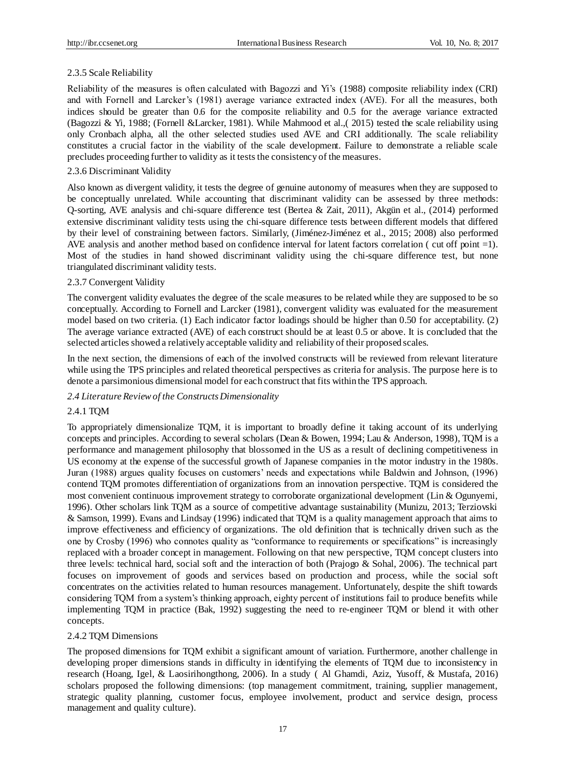#### 2.3.5 Scale Reliability

Reliability of the measures is often calculated with Bagozzi and Yi's (1988) composite reliability index (CRI) and with Fornell and Larcker's (1981) average variance extracted index (AVE). For all the measures, both indices should be greater than 0.6 for the composite reliability and 0.5 for the average variance extracted (Bagozzi & Yi, 1988; (Fornell &Larcker, 1981). While Mahmood et al.,( 2015) tested the scale reliability using only Cronbach alpha, all the other selected studies used AVE and CRI additionally. The scale reliability constitutes a crucial factor in the viability of the scale development. Failure to demonstrate a reliable scale precludes proceeding further to validity as it tests the consistency of the measures.

#### 2.3.6 Discriminant Validity

Also known as divergent validity, it tests the degree of genuine autonomy of measures when they are supposed to be conceptually unrelated. While accounting that discriminant validity can be assessed by three methods: Q-sorting, AVE analysis and chi-square difference test (Bertea & Zait, 2011), Akgün et al., (2014) performed extensive discriminant validity tests using the chi-square difference tests between different models that differed by their level of constraining between factors. Similarly, (Jiménez-Jiménez et al., 2015; 2008) also performed AVE analysis and another method based on confidence interval for latent factors correlation ( cut off point =1). Most of the studies in hand showed discriminant validity using the chi-square difference test, but none triangulated discriminant validity tests.

#### 2.3.7 Convergent Validity

The convergent validity evaluates the degree of the scale measures to be related while they are supposed to be so conceptually. According to Fornell and Larcker (1981), convergent validity was evaluated for the measurement model based on two criteria. (1) Each indicator factor loadings should be higher than 0.50 for acceptability. (2) The average variance extracted (AVE) of each construct should be at least 0.5 or above. It is concluded that the selected articles showed a relatively acceptable validity and reliability of their proposed scales.

In the next section, the dimensions of each of the involved constructs will be reviewed from relevant literature while using the TPS principles and related theoretical perspectives as criteria for analysis. The purpose here is to denote a parsimonious dimensional model for each construct that fits within the TPS approach.

### *2.4 Literature Review of the Constructs Dimensionality*

#### 2.4.1 TQM

To appropriately dimensionalize TQM, it is important to broadly define it taking account of its underlying concepts and principles. According to several scholars (Dean & Bowen, 1994; Lau & Anderson, 1998), TQM is a performance and management philosophy that blossomed in the US as a result of declining competitiveness in US economy at the expense of the successful growth of Japanese companies in the motor industry in the 1980s. Juran (1988) argues quality focuses on customers' needs and expectations while Baldwin and Johnson, (1996) contend TQM promotes differentiation of organizations from an innovation perspective. TQM is considered the most convenient continuous improvement strategy to corroborate organizational development (Lin & Ogunyemi, 1996). Other scholars link TQM as a source of competitive advantage sustainability (Munizu, 2013; Terziovski & Samson, 1999). Evans and Lindsay (1996) indicated that TQM is a quality management approach that aims to improve effectiveness and efficiency of organizations. The old definition that is technically driven such as the one by Crosby (1996) who connotes quality as "conformance to requirements or specifications" is increasingly replaced with a broader concept in management. Following on that new perspective, TQM concept clusters into three levels: technical hard, social soft and the interaction of both (Prajogo & Sohal, 2006). The technical part focuses on improvement of goods and services based on production and process, while the social soft concentrates on the activities related to human resources management. Unfortunately, despite the shift towards considering TQM from a system's thinking approach, eighty percent of institutions fail to produce benefits while implementing TQM in practice (Bak, 1992) suggesting the need to re-engineer TQM or blend it with other concepts.

#### 2.4.2 TQM Dimensions

The proposed dimensions for TQM exhibit a significant amount of variation. Furthermore, another challenge in developing proper dimensions stands in difficulty in identifying the elements of TQM due to inconsistency in research (Hoang, Igel, & Laosirihongthong, 2006). In a study ( Al Ghamdi, Aziz, Yusoff, & Mustafa, 2016) scholars proposed the following dimensions: (top management commitment, training, supplier management, strategic quality planning, customer focus, employee involvement, product and service design, process management and quality culture).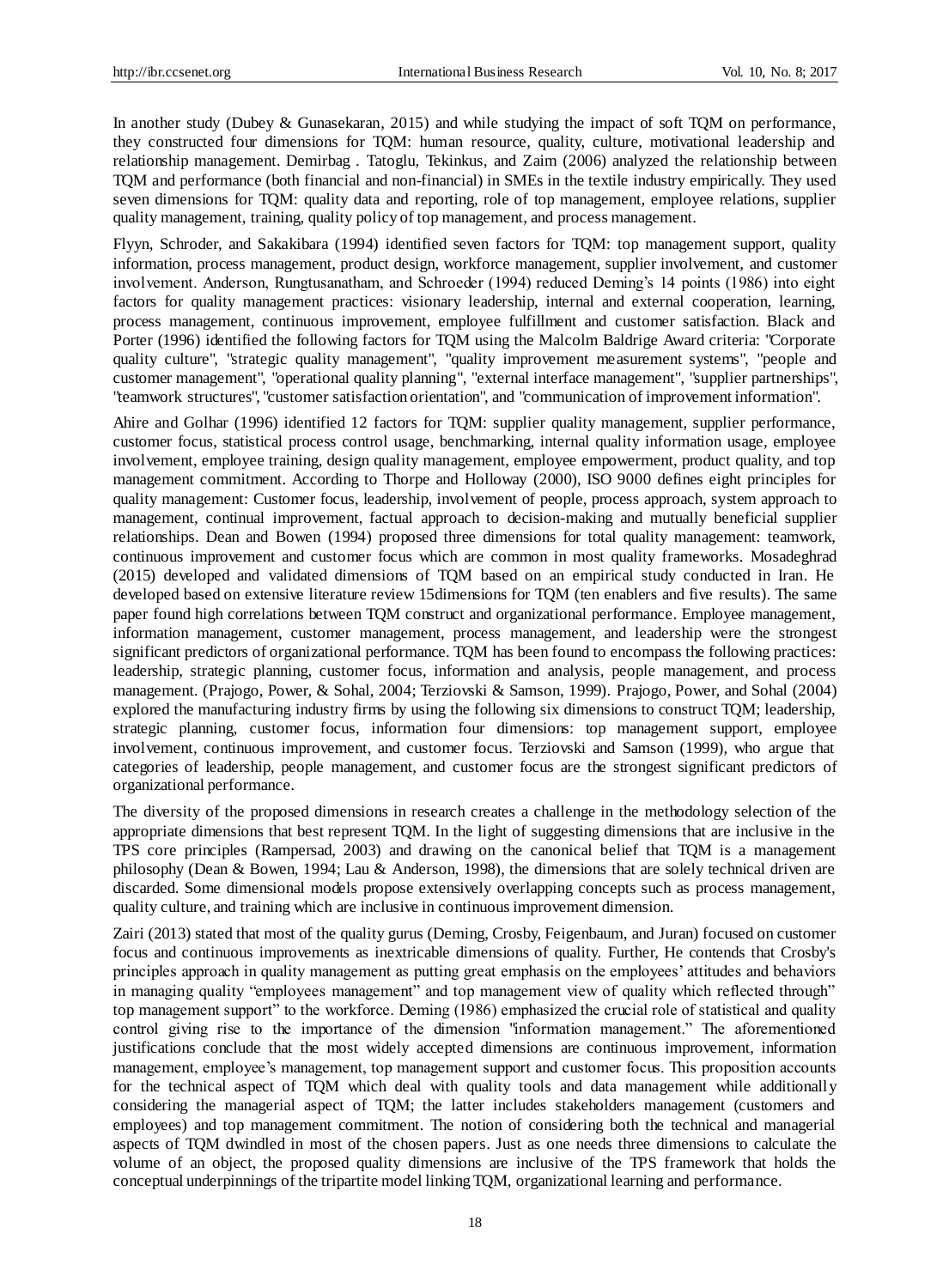In another study (Dubey & Gunasekaran, 2015) and while studying the impact of soft TQM on performance, they constructed four dimensions for TQM: human resource, quality, culture, motivational leadership and relationship management. Demirbag . Tatoglu, Tekinkus, and Zaim (2006) analyzed the relationship between TQM and performance (both financial and non-financial) in SMEs in the textile industry empirically. They used seven dimensions for TQM: quality data and reporting, role of top management, employee relations, supplier quality management, training, quality policy of top management, and process management.

Flyyn, Schroder, and Sakakibara (1994) identified seven factors for TQM: top management support, quality information, process management, product design, workforce management, supplier involvement, and customer involvement. Anderson, Rungtusanatham, and Schroeder (1994) reduced Deming's 14 points (1986) into eight factors for quality management practices: visionary leadership, internal and external cooperation, learning, process management, continuous improvement, employee fulfillment and customer satisfaction. Black and Porter (1996) identified the following factors for TQM using the Malcolm Baldrige Award criteria: "Corporate quality culture", "strategic quality management", "quality improvement measurement systems", "people and customer management", "operational quality planning", "external interface management", "supplier partnerships", "teamwork structures", "customer satisfaction orientation", and "communication of improvement information".

Ahire and Golhar (1996) identified 12 factors for TQM: supplier quality management, supplier performance, customer focus, statistical process control usage, benchmarking, internal quality information usage, employee involvement, employee training, design quality management, employee empowerment, product quality, and top management commitment. According to Thorpe and Holloway (2000), ISO 9000 defines eight principles for quality management: Customer focus, leadership, involvement of people, process approach, system approach to management, continual improvement, factual approach to decision-making and mutually beneficial supplier relationships. Dean and Bowen (1994) proposed three dimensions for total quality management: teamwork, continuous improvement and customer focus which are common in most quality frameworks. Mosadeghrad (2015) developed and validated dimensions of TQM based on an empirical study conducted in Iran. He developed based on extensive literature review 15dimensions for TQM (ten enablers and five results). The same paper found high correlations between TQM construct and organizational performance. Employee management, information management, customer management, process management, and leadership were the strongest significant predictors of organizational performance. TQM has been found to encompass the following practices: leadership, strategic planning, customer focus, information and analysis, people management, and process management. (Prajogo, Power, & Sohal, 2004; Terziovski & Samson, 1999). Prajogo, Power, and Sohal (2004) explored the manufacturing industry firms by using the following six dimensions to construct TQM; leadership, strategic planning, customer focus, information four dimensions: top management support, employee involvement, continuous improvement, and customer focus. Terziovski and Samson (1999), who argue that categories of leadership, people management, and customer focus are the strongest significant predictors of organizational performance.

The diversity of the proposed dimensions in research creates a challenge in the methodology selection of the appropriate dimensions that best represent TQM. In the light of suggesting dimensions that are inclusive in the TPS core principles (Rampersad, 2003) and drawing on the canonical belief that TQM is a management philosophy (Dean & Bowen, 1994; Lau & Anderson, 1998), the dimensions that are solely technical driven are discarded. Some dimensional models propose extensively overlapping concepts such as process management, quality culture, and training which are inclusive in continuous improvement dimension.

Zairi (2013) stated that most of the quality gurus (Deming, Crosby, Feigenbaum, and Juran) focused on customer focus and continuous improvements as inextricable dimensions of quality. Further, He contends that Crosby's principles approach in quality management as putting great emphasis on the employees' attitudes and behaviors in managing quality "employees management" and top management view of quality which reflected through" top management support" to the workforce. Deming (1986) emphasized the crucial role of statistical and quality control giving rise to the importance of the dimension "information management." The aforementioned justifications conclude that the most widely accepted dimensions are continuous improvement, information management, employee's management, top management support and customer focus. This proposition accounts for the technical aspect of TQM which deal with quality tools and data management while additionally considering the managerial aspect of TQM; the latter includes stakeholders management (customers and employees) and top management commitment. The notion of considering both the technical and managerial aspects of TQM dwindled in most of the chosen papers. Just as one needs three dimensions to calculate the volume of an object, the proposed quality dimensions are inclusive of the TPS framework that holds the conceptual underpinnings of the tripartite model linking TQM, organizational learning and performance.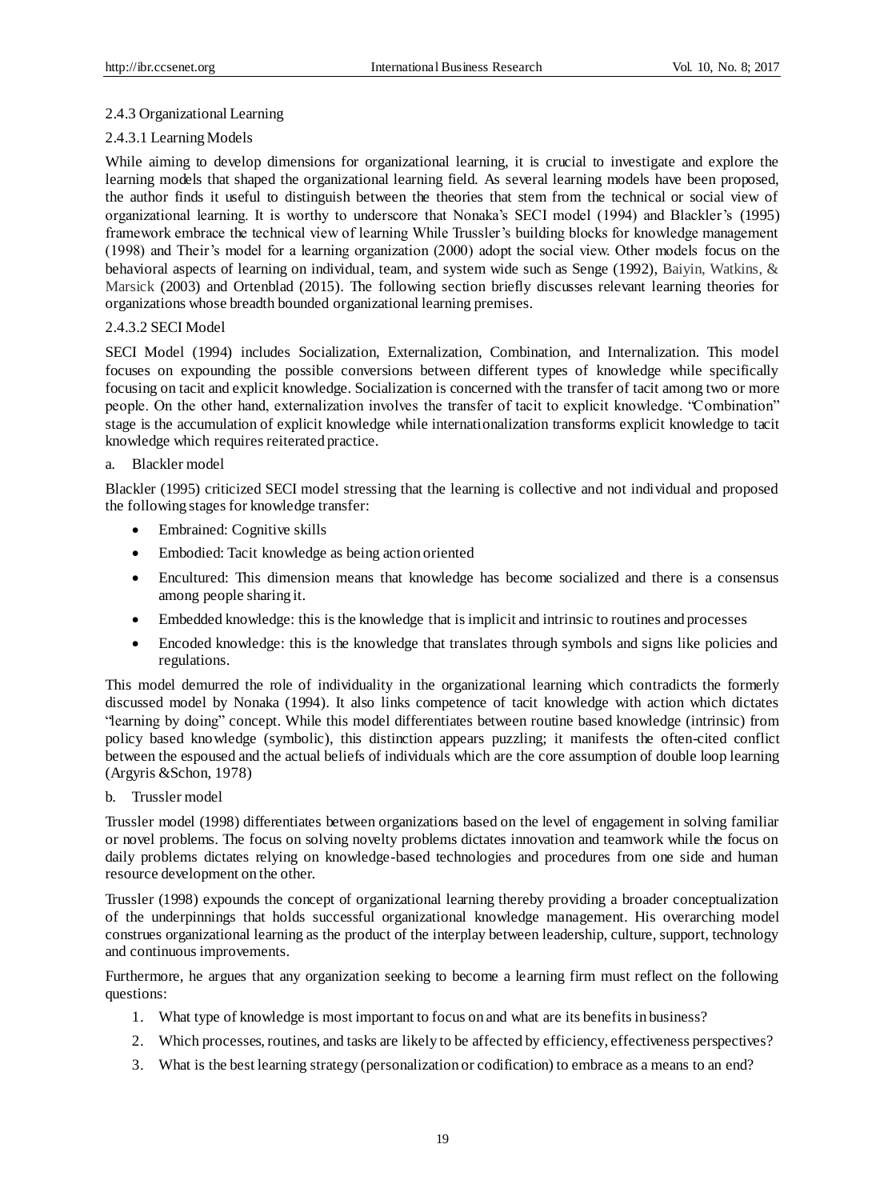#### 2.4.3 Organizational Learning

##### 2.4.3.1 Learning Models

While aiming to develop dimensions for organizational learning, it is crucial to investigate and explore the learning models that shaped the organizational learning field. As several learning models have been proposed, the author finds it useful to distinguish between the theories that stem from the technical or social view of organizational learning. It is worthy to underscore that Nonaka's SECI model (1994) and Blackler's (1995) framework embrace the technical view of learning While Trussler's building blocks for knowledge management (1998) and Their's model for a learning organization (2000) adopt the social view. Other models focus on the behavioral aspects of learning on individual, team, and system wide such as Senge (1992), Baiyin, Watkins, & Marsick (2003) and Ortenblad (2015). The following section briefly discusses relevant learning theories for organizations whose breadth bounded organizational learning premises.

##### 2.4.3.2 SECI Model

SECI Model (1994) includes Socialization, Externalization, Combination, and Internalization. This model focuses on expounding the possible conversions between different types of knowledge while specifically focusing on tacit and explicit knowledge. Socialization is concerned with the transfer of tacit among two or more people. On the other hand, externalization involves the transfer of tacit to explicit knowledge. "Combination" stage is the accumulation of explicit knowledge while internationalization transforms explicit knowledge to tacit knowledge which requires reiterated practice.

a. Blackler model

Blackler (1995) criticized SECI model stressing that the learning is collective and not individual and proposed the following stages for knowledge transfer:

- Embrained: Cognitive skills
- Embodied: Tacit knowledge as being action oriented
- Encultured: This dimension means that knowledge has become socialized and there is a consensus among people sharing it.
- Embedded knowledge: this is the knowledge that is implicit and intrinsic to routines and processes
- Encoded knowledge: this is the knowledge that translates through symbols and signs like policies and regulations.

This model demurred the role of individuality in the organizational learning which contradicts the formerly discussed model by Nonaka (1994). It also links competence of tacit knowledge with action which dictates "learning by doing" concept. While this model differentiates between routine based knowledge (intrinsic) from policy based knowledge (symbolic), this distinction appears puzzling; it manifests the often-cited conflict between the espoused and the actual beliefs of individuals which are the core assumption of double loop learning (Argyris &Schon, 1978)

b. Trussler model

Trussler model (1998) differentiates between organizations based on the level of engagement in solving familiar or novel problems. The focus on solving novelty problems dictates innovation and teamwork while the focus on daily problems dictates relying on knowledge-based technologies and procedures from one side and human resource development on the other.

Trussler (1998) expounds the concept of organizational learning thereby providing a broader conceptualization of the underpinnings that holds successful organizational knowledge management. His overarching model construes organizational learning as the product of the interplay between leadership, culture, support, technology and continuous improvements.

Furthermore, he argues that any organization seeking to become a learning firm must reflect on the following questions:

1. What type of knowledge is most important to focus on and what are its benefits in business?
2. Which processes, routines, and tasks are likely to be affected by efficiency, effectiveness perspectives?
3. What is the best learning strategy (personalization or codification) to embrace as a means to an end?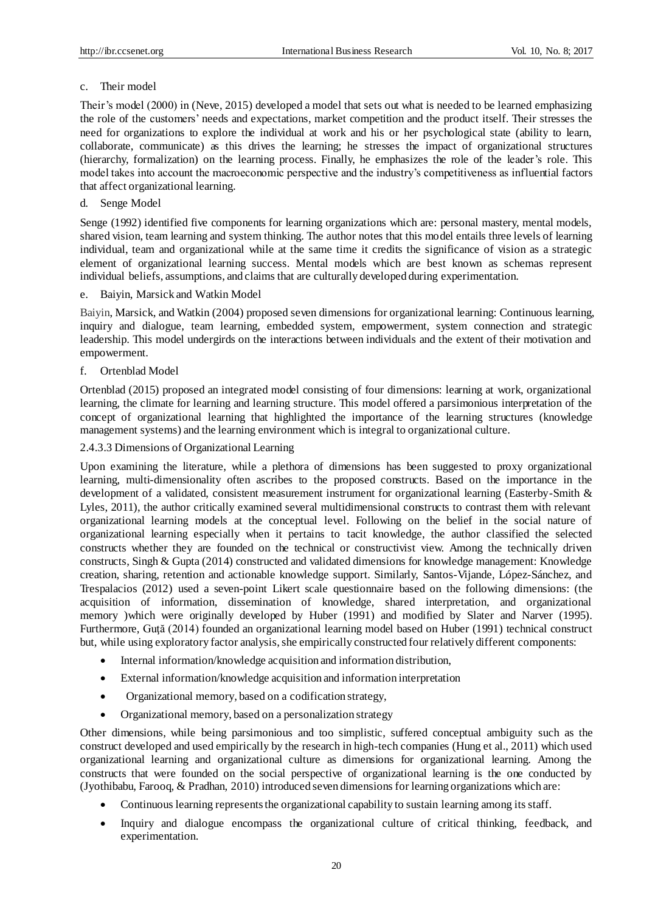c. Their model

Their's model (2000) in (Neve, 2015) developed a model that sets out what is needed to be learned emphasizing the role of the customers' needs and expectations, market competition and the product itself. Their stresses the need for organizations to explore the individual at work and his or her psychological state (ability to learn, collaborate, communicate) as this drives the learning; he stresses the impact of organizational structures (hierarchy, formalization) on the learning process. Finally, he emphasizes the role of the leader's role. This model takes into account the macroeconomic perspective and the industry's competitiveness as influential factors that affect organizational learning.

d. Senge Model

Senge (1992) identified five components for learning organizations which are: personal mastery, mental models, shared vision, team learning and system thinking. The author notes that this model entails three levels of learning individual, team and organizational while at the same time it credits the significance of vision as a strategic element of organizational learning success. Mental models which are best known as schemas represent individual beliefs, assumptions, and claims that are culturally developed during experimentation.

e. Baiyin, Marsick and Watkin Model

Baiyin, Marsick, and Watkin (2004) proposed seven dimensions for organizational learning: Continuous learning, inquiry and dialogue, team learning, embedded system, empowerment, system connection and strategic leadership. This model undergirds on the interactions between individuals and the extent of their motivation and empowerment.

f. Ortenblad Model

Ortenblad (2015) proposed an integrated model consisting of four dimensions: learning at work, organizational learning, the climate for learning and learning structure. This model offered a parsimonious interpretation of the concept of organizational learning that highlighted the importance of the learning structures (knowledge management systems) and the learning environment which is integral to organizational culture.

2.4.3.3 Dimensions of Organizational Learning

Upon examining the literature, while a plethora of dimensions has been suggested to proxy organizational learning, multi-dimensionality often ascribes to the proposed constructs. Based on the importance in the development of a validated, consistent measurement instrument for organizational learning (Easterby-Smith & Lyles, 2011), the author critically examined several multidimensional constructs to contrast them with relevant organizational learning models at the conceptual level. Following on the belief in the social nature of organizational learning especially when it pertains to tacit knowledge, the author classified the selected constructs whether they are founded on the technical or constructivist view. Among the technically driven constructs, Singh & Gupta (2014) constructed and validated dimensions for knowledge management: Knowledge creation, sharing, retention and actionable knowledge support. Similarly, Santos-Vijande, López-Sánchez, and Trespalacios (2012) used a seven-point Likert scale questionnaire based on the following dimensions: (the acquisition of information, dissemination of knowledge, shared interpretation, and organizational memory )which were originally developed by Huber (1991) and modified by Slater and Narver (1995). Furthermore, Guţă (2014) founded an organizational learning model based on Huber (1991) technical construct but, while using exploratory factor analysis, she empirically constructed four relatively different components:

- Internal information/knowledge acquisition and information distribution,
- External information/knowledge acquisition and information interpretation
- Organizational memory, based on a codification strategy,
- Organizational memory, based on a personalization strategy

Other dimensions, while being parsimonious and too simplistic, suffered conceptual ambiguity such as the construct developed and used empirically by the research in high-tech companies (Hung et al., 2011) which used organizational learning and organizational culture as dimensions for organizational learning. Among the constructs that were founded on the social perspective of organizational learning is the one conducted by (Jyothibabu, Farooq, & Pradhan, 2010) introduced seven dimensions for learning organizations which are:

- Continuous learning represents the organizational capability to sustain learning among its staff.
- Inquiry and dialogue encompass the organizational culture of critical thinking, feedback, and experimentation.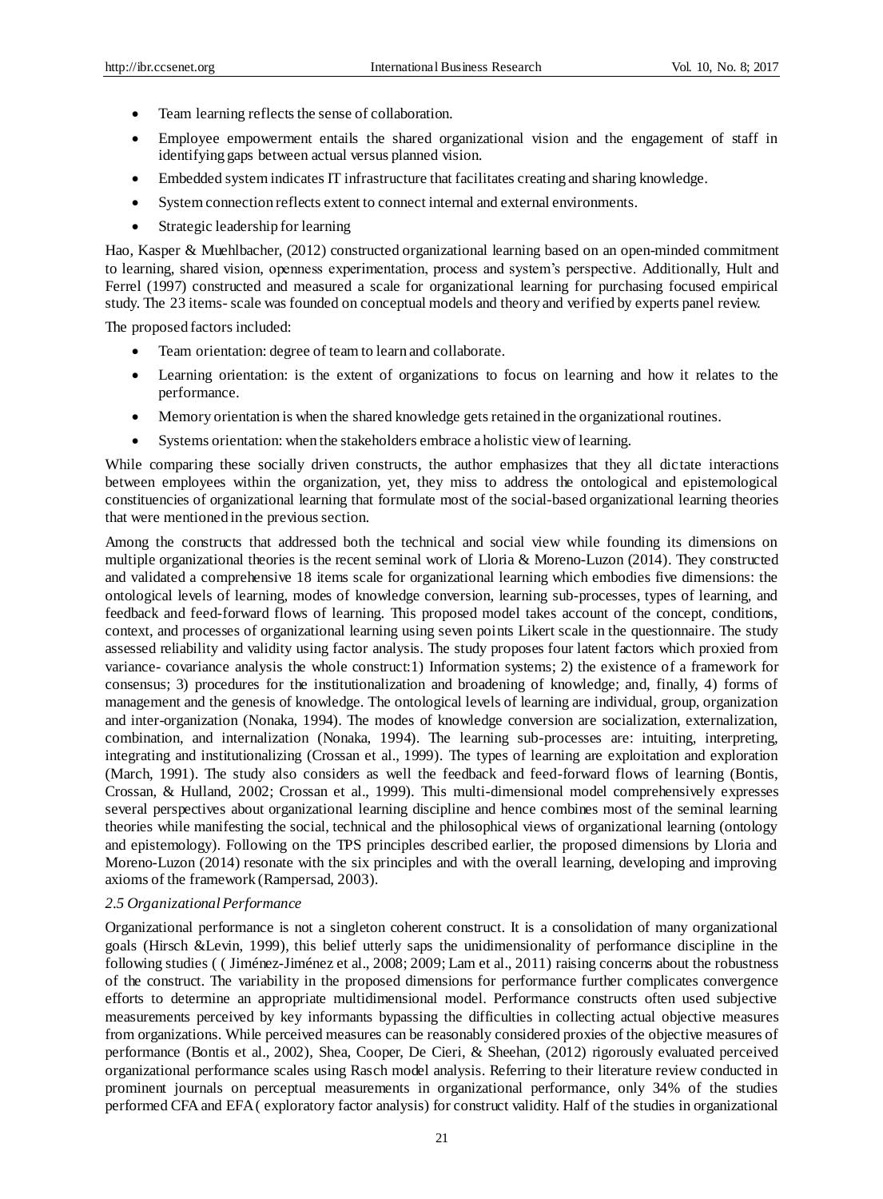- Team learning reflects the sense of collaboration.
- Employee empowerment entails the shared organizational vision and the engagement of staff in identifying gaps between actual versus planned vision.
- Embedded system indicates IT infrastructure that facilitates creating and sharing knowledge.
- System connection reflects extent to connect internal and external environments.
- Strategic leadership for learning

Hao, Kasper & Muehlbacher, (2012) constructed organizational learning based on an open-minded commitment to learning, shared vision, openness experimentation, process and system's perspective. Additionally, Hult and Ferrel (1997) constructed and measured a scale for organizational learning for purchasing focused empirical study. The 23 items- scale was founded on conceptual models and theory and verified by experts panel review.

The proposed factors included:

- Team orientation: degree of team to learn and collaborate.
- Learning orientation: is the extent of organizations to focus on learning and how it relates to the performance.
- Memory orientation is when the shared knowledge gets retained in the organizational routines.
- Systems orientation: when the stakeholders embrace a holistic view of learning.

While comparing these socially driven constructs, the author emphasizes that they all dictate interactions between employees within the organization, yet, they miss to address the ontological and epistemological constituencies of organizational learning that formulate most of the social-based organizational learning theories that were mentioned in the previous section.

Among the constructs that addressed both the technical and social view while founding its dimensions on multiple organizational theories is the recent seminal work of Lloria & Moreno-Luzon (2014). They constructed and validated a comprehensive 18 items scale for organizational learning which embodies five dimensions: the ontological levels of learning, modes of knowledge conversion, learning sub-processes, types of learning, and feedback and feed-forward flows of learning. This proposed model takes account of the concept, conditions, context, and processes of organizational learning using seven points Likert scale in the questionnaire. The study assessed reliability and validity using factor analysis. The study proposes four latent factors which proxied from variance- covariance analysis the whole construct:1) Information systems; 2) the existence of a framework for consensus; 3) procedures for the institutionalization and broadening of knowledge; and, finally, 4) forms of management and the genesis of knowledge. The ontological levels of learning are individual, group, organization and inter-organization (Nonaka, 1994). The modes of knowledge conversion are socialization, externalization, combination, and internalization (Nonaka, 1994). The learning sub-processes are: intuiting, interpreting, integrating and institutionalizing (Crossan et al., 1999). The types of learning are exploitation and exploration (March, 1991). The study also considers as well the feedback and feed-forward flows of learning (Bontis, Crossan, & Hulland, 2002; Crossan et al., 1999). This multi-dimensional model comprehensively expresses several perspectives about organizational learning discipline and hence combines most of the seminal learning theories while manifesting the social, technical and the philosophical views of organizational learning (ontology and epistemology). Following on the TPS principles described earlier, the proposed dimensions by Lloria and Moreno-Luzon (2014) resonate with the six principles and with the overall learning, developing and improving axioms of the framework (Rampersad, 2003).

### *2.5 Organizational Performance*

Organizational performance is not a singleton coherent construct. It is a consolidation of many organizational goals (Hirsch &Levin, 1999), this belief utterly saps the unidimensionality of performance discipline in the following studies ( ( Jiménez-Jiménez et al., 2008; 2009; Lam et al., 2011) raising concerns about the robustness of the construct. The variability in the proposed dimensions for performance further complicates convergence efforts to determine an appropriate multidimensional model. Performance constructs often used subjective measurements perceived by key informants bypassing the difficulties in collecting actual objective measures from organizations. While perceived measures can be reasonably considered proxies of the objective measures of performance (Bontis et al., 2002), Shea, Cooper, De Cieri, & Sheehan, (2012) rigorously evaluated perceived organizational performance scales using Rasch model analysis. Referring to their literature review conducted in prominent journals on perceptual measurements in organizational performance, only 34% of the studies performed CFA and EFA( exploratory factor analysis) for construct validity. Half of the studies in organizational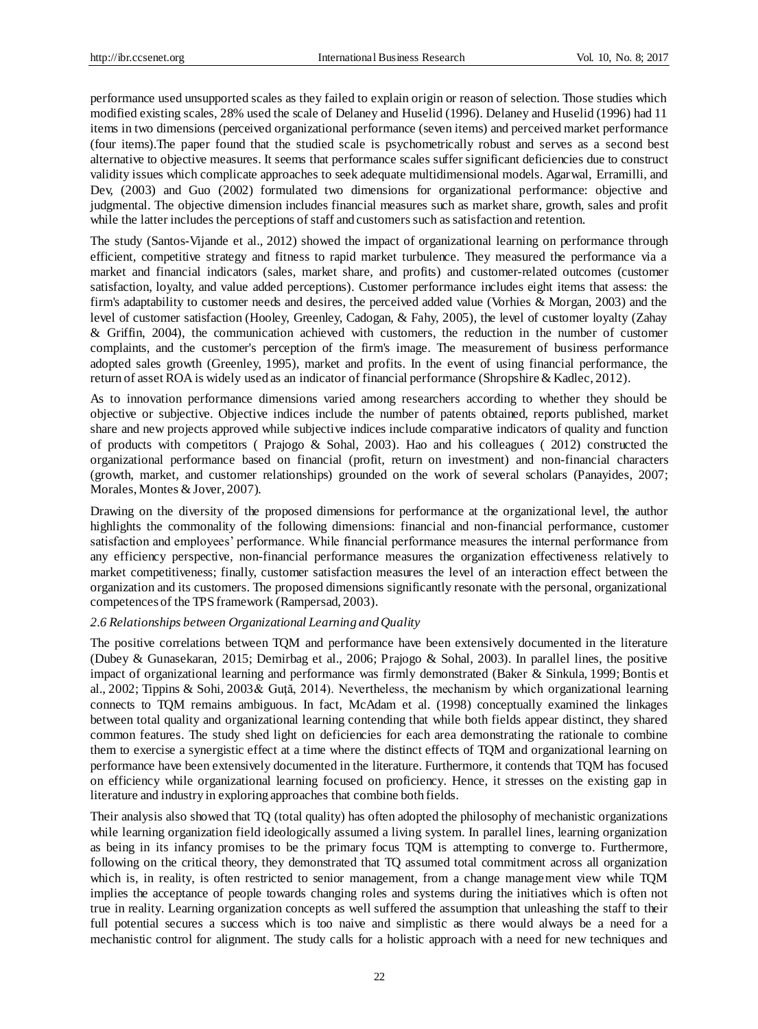performance used unsupported scales as they failed to explain origin or reason of selection. Those studies which modified existing scales, 28% used the scale of Delaney and Huselid (1996). Delaney and Huselid (1996) had 11 items in two dimensions (perceived organizational performance (seven items) and perceived market performance (four items).The paper found that the studied scale is psychometrically robust and serves as a second best alternative to objective measures. It seems that performance scales suffer significant deficiencies due to construct validity issues which complicate approaches to seek adequate multidimensional models. Agarwal, Erramilli, and Dev, (2003) and Guo (2002) formulated two dimensions for organizational performance: objective and judgmental. The objective dimension includes financial measures such as market share, growth, sales and profit while the latter includes the perceptions of staff and customers such as satisfaction and retention.

The study (Santos-Vijande et al., 2012) showed the impact of organizational learning on performance through efficient, competitive strategy and fitness to rapid market turbulence. They measured the performance via a market and financial indicators (sales, market share, and profits) and customer-related outcomes (customer satisfaction, loyalty, and value added perceptions). Customer performance includes eight items that assess: the firm's adaptability to customer needs and desires, the perceived added value (Vorhies & Morgan, 2003) and the level of customer satisfaction (Hooley, Greenley, Cadogan, & Fahy, 2005), the level of customer loyalty (Zahay & Griffin, 2004), the communication achieved with customers, the reduction in the number of customer complaints, and the customer's perception of the firm's image. The measurement of business performance adopted sales growth (Greenley, 1995), market and profits. In the event of using financial performance, the return of asset ROA is widely used as an indicator of financial performance (Shropshire & Kadlec, 2012).

As to innovation performance dimensions varied among researchers according to whether they should be objective or subjective. Objective indices include the number of patents obtained, reports published, market share and new projects approved while subjective indices include comparative indicators of quality and function of products with competitors ( Prajogo & Sohal, 2003). Hao and his colleagues ( 2012) constructed the organizational performance based on financial (profit, return on investment) and non-financial characters (growth, market, and customer relationships) grounded on the work of several scholars (Panayides, 2007; Morales, Montes & Jover, 2007).

Drawing on the diversity of the proposed dimensions for performance at the organizational level, the author highlights the commonality of the following dimensions: financial and non-financial performance, customer satisfaction and employees' performance. While financial performance measures the internal performance from any efficiency perspective, non-financial performance measures the organization effectiveness relatively to market competitiveness; finally, customer satisfaction measures the level of an interaction effect between the organization and its customers. The proposed dimensions significantly resonate with the personal, organizational competences of the TPS framework (Rampersad, 2003).

### *2.6 Relationships between Organizational Learning and Quality*

The positive correlations between TQM and performance have been extensively documented in the literature (Dubey & Gunasekaran, 2015; Demirbag et al., 2006; Prajogo & Sohal, 2003). In parallel lines, the positive impact of organizational learning and performance was firmly demonstrated (Baker & Sinkula, 1999; Bontis et al., 2002; Tippins & Sohi, 2003& Guţă, 2014). Nevertheless, the mechanism by which organizational learning connects to TQM remains ambiguous. In fact, McAdam et al. (1998) conceptually examined the linkages between total quality and organizational learning contending that while both fields appear distinct, they shared common features. The study shed light on deficiencies for each area demonstrating the rationale to combine them to exercise a synergistic effect at a time where the distinct effects of TQM and organizational learning on performance have been extensively documented in the literature. Furthermore, it contends that TQM has focused on efficiency while organizational learning focused on proficiency. Hence, it stresses on the existing gap in literature and industry in exploring approaches that combine both fields.

Their analysis also showed that TQ (total quality) has often adopted the philosophy of mechanistic organizations while learning organization field ideologically assumed a living system. In parallel lines, learning organization as being in its infancy promises to be the primary focus TQM is attempting to converge to. Furthermore, following on the critical theory, they demonstrated that TQ assumed total commitment across all organization which is, in reality, is often restricted to senior management, from a change management view while TQM implies the acceptance of people towards changing roles and systems during the initiatives which is often not true in reality. Learning organization concepts as well suffered the assumption that unleashing the staff to their full potential secures a success which is too naive and simplistic as there would always be a need for a mechanistic control for alignment. The study calls for a holistic approach with a need for new techniques and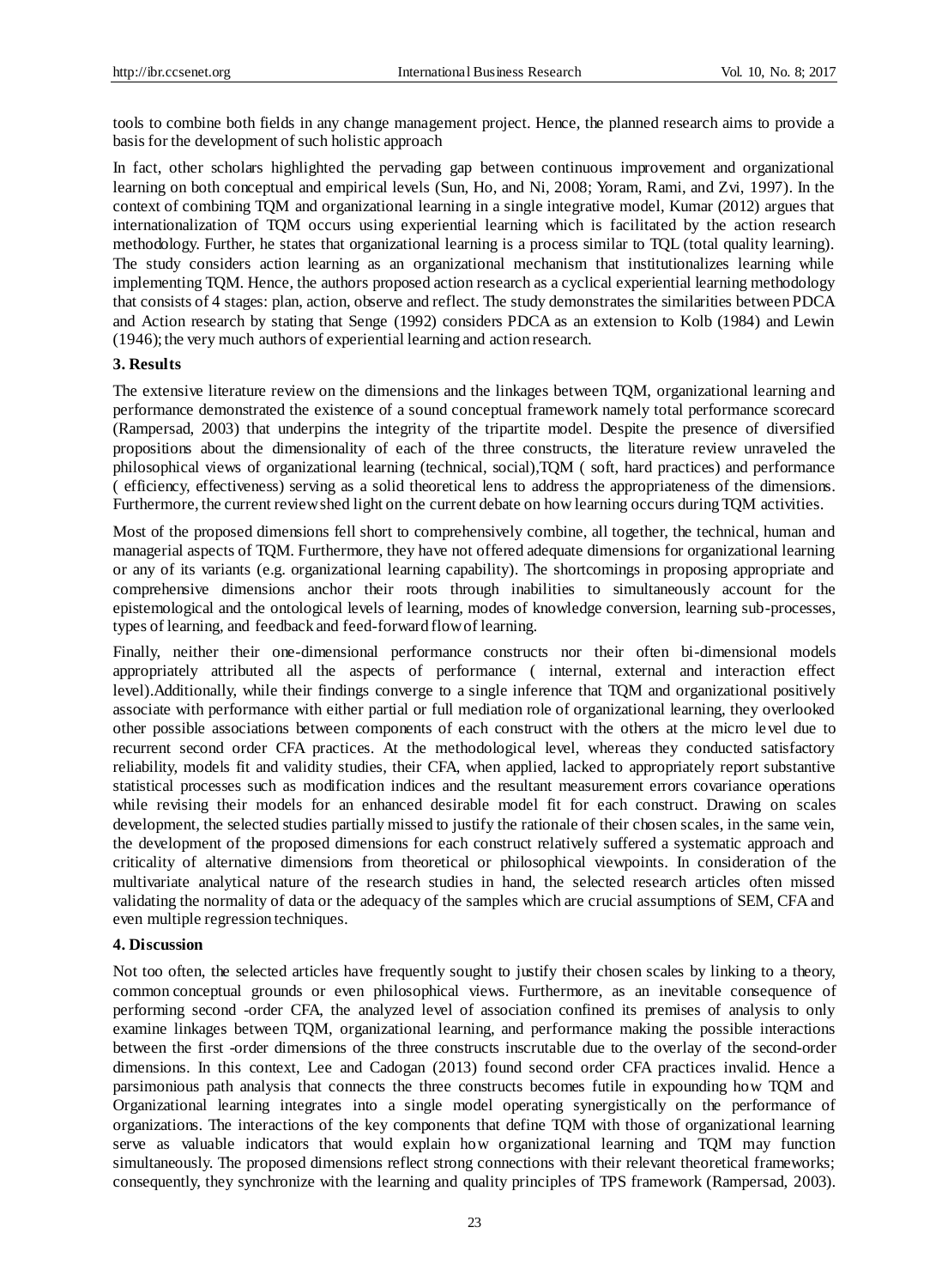tools to combine both fields in any change management project. Hence, the planned research aims to provide a basis for the development of such holistic approach

In fact, other scholars highlighted the pervading gap between continuous improvement and organizational learning on both conceptual and empirical levels (Sun, Ho, and Ni, 2008; Yoram, Rami, and Zvi, 1997). In the context of combining TQM and organizational learning in a single integrative model, Kumar (2012) argues that internationalization of TQM occurs using experiential learning which is facilitated by the action research methodology. Further, he states that organizational learning is a process similar to TQL (total quality learning). The study considers action learning as an organizational mechanism that institutionalizes learning while implementing TQM. Hence, the authors proposed action research as a cyclical experiential learning methodology that consists of 4 stages: plan, action, observe and reflect. The study demonstrates the similarities between PDCA and Action research by stating that Senge (1992) considers PDCA as an extension to Kolb (1984) and Lewin (1946); the very much authors of experiential learning and action research.

### 3. Results

The extensive literature review on the dimensions and the linkages between TQM, organizational learning and performance demonstrated the existence of a sound conceptual framework namely total performance scorecard (Rampersad, 2003) that underpins the integrity of the tripartite model. Despite the presence of diversified propositions about the dimensionality of each of the three constructs, the literature review unraveled the philosophical views of organizational learning (technical, social),TQM ( soft, hard practices) and performance ( efficiency, effectiveness) serving as a solid theoretical lens to address the appropriateness of the dimensions. Furthermore, the current review shed light on the current debate on how learning occurs during TQM activities.

Most of the proposed dimensions fell short to comprehensively combine, all together, the technical, human and managerial aspects of TQM. Furthermore, they have not offered adequate dimensions for organizational learning or any of its variants (e.g. organizational learning capability). The shortcomings in proposing appropriate and comprehensive dimensions anchor their roots through inabilities to simultaneously account for the epistemological and the ontological levels of learning, modes of knowledge conversion, learning sub-processes, types of learning, and feedback and feed-forward flow of learning.

Finally, neither their one-dimensional performance constructs nor their often bi-dimensional models appropriately attributed all the aspects of performance ( internal, external and interaction effect level).Additionally, while their findings converge to a single inference that TQM and organizational positively associate with performance with either partial or full mediation role of organizational learning, they overlooked other possible associations between components of each construct with the others at the micro level due to recurrent second order CFA practices. At the methodological level, whereas they conducted satisfactory reliability, models fit and validity studies, their CFA, when applied, lacked to appropriately report substantive statistical processes such as modification indices and the resultant measurement errors covariance operations while revising their models for an enhanced desirable model fit for each construct. Drawing on scales development, the selected studies partially missed to justify the rationale of their chosen scales, in the same vein, the development of the proposed dimensions for each construct relatively suffered a systematic approach and criticality of alternative dimensions from theoretical or philosophical viewpoints. In consideration of the multivariate analytical nature of the research studies in hand, the selected research articles often missed validating the normality of data or the adequacy of the samples which are crucial assumptions of SEM, CFA and even multiple regression techniques.

### 4. Discussion

Not too often, the selected articles have frequently sought to justify their chosen scales by linking to a theory, common conceptual grounds or even philosophical views. Furthermore, as an inevitable consequence of performing second -order CFA, the analyzed level of association confined its premises of analysis to only examine linkages between TQM, organizational learning, and performance making the possible interactions between the first -order dimensions of the three constructs inscrutable due to the overlay of the second-order dimensions. In this context, Lee and Cadogan (2013) found second order CFA practices invalid. Hence a parsimonious path analysis that connects the three constructs becomes futile in expounding how TQM and Organizational learning integrates into a single model operating synergistically on the performance of organizations. The interactions of the key components that define TQM with those of organizational learning serve as valuable indicators that would explain how organizational learning and TQM may function simultaneously. The proposed dimensions reflect strong connections with their relevant theoretical frameworks; consequently, they synchronize with the learning and quality principles of TPS framework (Rampersad, 2003).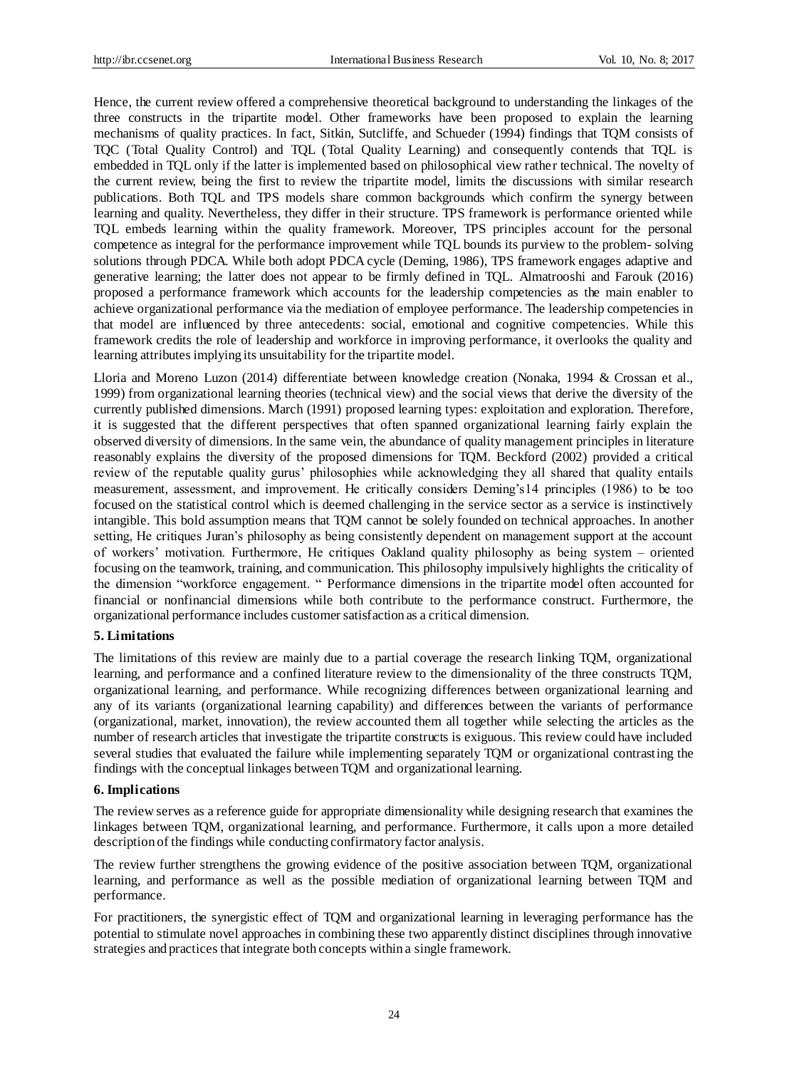Hence, the current review offered a comprehensive theoretical background to understanding the linkages of the three constructs in the tripartite model. Other frameworks have been proposed to explain the learning mechanisms of quality practices. In fact, Sitkin, Sutcliffe, and Schueder (1994) findings that TQM consists of TQC (Total Quality Control) and TQL (Total Quality Learning) and consequently contends that TQL is embedded in TQL only if the latter is implemented based on philosophical view rather technical. The novelty of the current review, being the first to review the tripartite model, limits the discussions with similar research publications. Both TQL and TPS models share common backgrounds which confirm the synergy between learning and quality. Nevertheless, they differ in their structure. TPS framework is performance oriented while TQL embeds learning within the quality framework. Moreover, TPS principles account for the personal competence as integral for the performance improvement while TQL bounds its purview to the problem- solving solutions through PDCA. While both adopt PDCA cycle (Deming, 1986), TPS framework engages adaptive and generative learning; the latter does not appear to be firmly defined in TQL. Almatrooshi and Farouk (2016) proposed a performance framework which accounts for the leadership competencies as the main enabler to achieve organizational performance via the mediation of employee performance. The leadership competencies in that model are influenced by three antecedents: social, emotional and cognitive competencies. While this framework credits the role of leadership and workforce in improving performance, it overlooks the quality and learning attributes implying its unsuitability for the tripartite model.

Lloria and Moreno Luzon (2014) differentiate between knowledge creation (Nonaka, 1994 & Crossan et al., 1999) from organizational learning theories (technical view) and the social views that derive the diversity of the currently published dimensions. March (1991) proposed learning types: exploitation and exploration. Therefore, it is suggested that the different perspectives that often spanned organizational learning fairly explain the observed diversity of dimensions. In the same vein, the abundance of quality management principles in literature reasonably explains the diversity of the proposed dimensions for TQM. Beckford (2002) provided a critical review of the reputable quality gurus' philosophies while acknowledging they all shared that quality entails measurement, assessment, and improvement. He critically considers Deming's14 principles (1986) to be too focused on the statistical control which is deemed challenging in the service sector as a service is instinctively intangible. This bold assumption means that TQM cannot be solely founded on technical approaches. In another setting, He critiques Juran's philosophy as being consistently dependent on management support at the account of workers' motivation. Furthermore, He critiques Oakland quality philosophy as being system – oriented focusing on the teamwork, training, and communication. This philosophy impulsively highlights the criticality of the dimension "workforce engagement. " Performance dimensions in the tripartite model often accounted for financial or nonfinancial dimensions while both contribute to the performance construct. Furthermore, the organizational performance includes customer satisfaction as a critical dimension.

## 5. Limitations

The limitations of this review are mainly due to a partial coverage the research linking TQM, organizational learning, and performance and a confined literature review to the dimensionality of the three constructs TQM, organizational learning, and performance. While recognizing differences between organizational learning and any of its variants (organizational learning capability) and differences between the variants of performance (organizational, market, innovation), the review accounted them all together while selecting the articles as the number of research articles that investigate the tripartite constructs is exiguous. This review could have included several studies that evaluated the failure while implementing separately TQM or organizational contrasting the findings with the conceptual linkages between TQM and organizational learning.

## 6. Implications

The review serves as a reference guide for appropriate dimensionality while designing research that examines the linkages between TQM, organizational learning, and performance. Furthermore, it calls upon a more detailed description of the findings while conducting confirmatory factor analysis.

The review further strengthens the growing evidence of the positive association between TQM, organizational learning, and performance as well as the possible mediation of organizational learning between TQM and performance.

For practitioners, the synergistic effect of TQM and organizational learning in leveraging performance has the potential to stimulate novel approaches in combining these two apparently distinct disciplines through innovative strategies and practices that integrate both concepts within a single framework.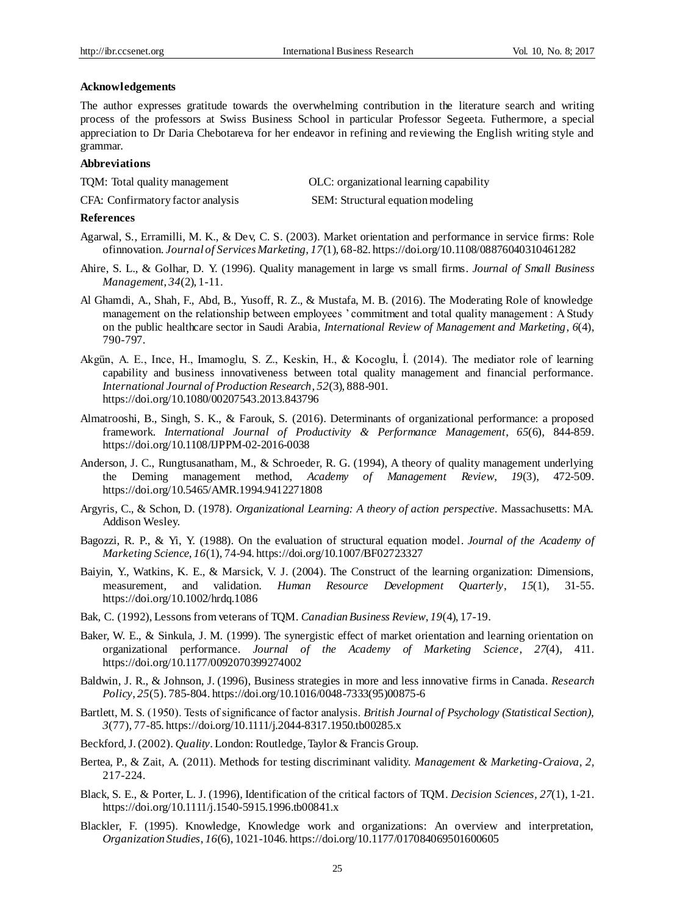### Acknowledgements

The author expresses gratitude towards the overwhelming contribution in the literature search and writing process of the professors at Swiss Business School in particular Professor Segeeta. Futhermore, a special appreciation to Dr Daria Chebotareva for her endeavor in refining and reviewing the English writing style and grammar.

### Abbreviations

TQM: Total quality management

OLC: organizational learning capability

CFA: Confirmatory factor analysis

SEM: Structural equation modeling

### References

Agarwal, S., Erramilli, M. K., & Dev, C. S. (2003). Market orientation and performance in service firms: Role ofinnovation. *Journal of Services Marketing, 17*(1), 68-82. https://doi.org/10.1108/08876040310461282

Ahire, S. L., & Golhar, D. Y. (1996). Quality management in large vs small firms. *Journal of Small Business Management, 34*(2), 1-11.

Al Ghamdi, A., Shah, F., Abd, B., Yusoff, R. Z., & Mustafa, M. B. (2016). The Moderating Role of knowledge management on the relationship between employees ' commitment and total quality management : A Study on the public healthcare sector in Saudi Arabia, *International Review of Management and Marketing, 6*(4), 790-797.

Akgün, A. E., Ince, H., Imamoglu, S. Z., Keskin, H., & Kocoglu, İ. (2014). The mediator role of learning capability and business innovativeness between total quality management and financial performance. *International Journal of Production Research, 52*(3), 888-901. https://doi.org/10.1080/00207543.2013.843796

Almatrooshi, B., Singh, S. K., & Farouk, S. (2016). Determinants of organizational performance: a proposed framework. *International Journal of Productivity & Performance Management, 65*(6), 844-859. https://doi.org/10.1108/IJPPM-02-2016-0038

Anderson, J. C., Rungtusanatham, M., & Schroeder, R. G. (1994), A theory of quality management underlying the Deming management method, *Academy of Management Review, 19*(3), 472-509. https://doi.org/10.5465/AMR.1994.9412271808

Argyris, C., & Schon, D. (1978). *Organizational Learning: A theory of action perspective*. Massachusetts: MA. Addison Wesley.

Bagozzi, R. P., & Yi, Y. (1988). On the evaluation of structural equation model. *Journal of the Academy of Marketing Science, 16*(1), 74-94. https://doi.org/10.1007/BF02723327

Baiyin, Y., Watkins, K. E., & Marsick, V. J. (2004). The Construct of the learning organization: Dimensions, measurement, and validation. *Human Resource Development Quarterly, 15*(1), 31-55. https://doi.org/10.1002/hrdq.1086

Bak, C. (1992), Lessons from veterans of TQM. *Canadian Business Review, 19*(4), 17-19.

Baker, W. E., & Sinkula, J. M. (1999). The synergistic effect of market orientation and learning orientation on organizational performance. *Journal of the Academy of Marketing Science, 27*(4), 411. https://doi.org/10.1177/0092070399274002

Baldwin, J. R., & Johnson, J. (1996), Business strategies in more and less innovative firms in Canada. *Research Policy, 25*(5). 785-804. https://doi.org/10.1016/0048-7333(95)00875-6

Bartlett, M. S. (1950). Tests of significance of factor analysis. *British Journal of Psychology (Statistical Section), 3*(77), 77-85. https://doi.org/10.1111/j.2044-8317.1950.tb00285.x

Beckford, J. (2002). *Quality*. London: Routledge, Taylor & Francis Group.

Bertea, P., & Zait, A. (2011). Methods for testing discriminant validity. *Management & Marketing-Craiova, 2*, 217-224.

Black, S. E., & Porter, L. J. (1996), Identification of the critical factors of TQM. *Decision Sciences, 27*(1), 1-21. https://doi.org/10.1111/j.1540-5915.1996.tb00841.x

Blackler, F. (1995). Knowledge, Knowledge work and organizations: An overview and interpretation, *Organization Studies, 16*(6), 1021-1046. https://doi.org/10.1177/017084069501600605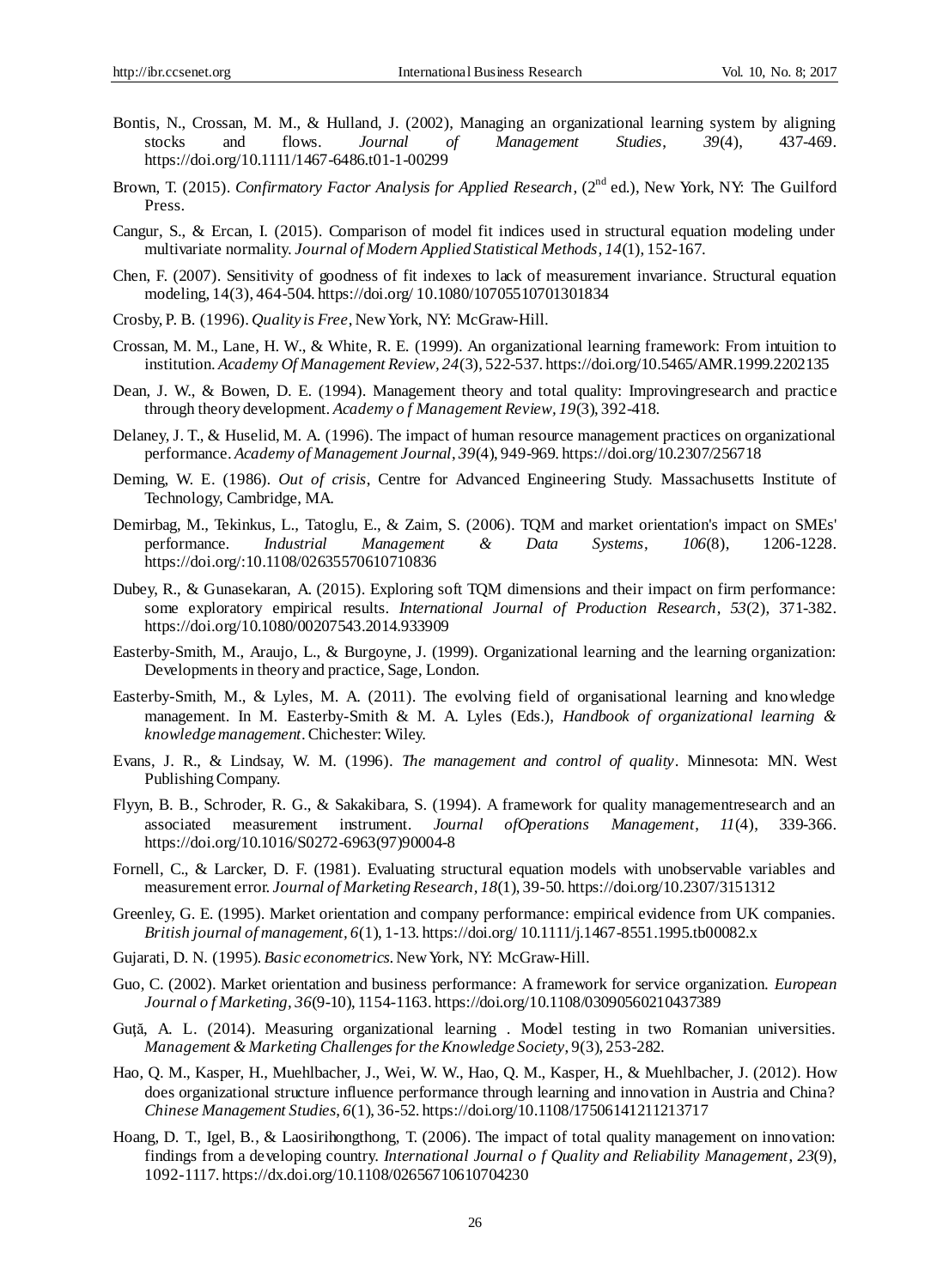Bontis, N., Crossan, M. M., & Hulland, J. (2002), Managing an organizational learning system by aligning stocks and flows. *Journal of Management Studies*, *39*(4), 437-469. https://doi.org/10.1111/1467-6486.t01-1-00299

Brown, T. (2015). *Confirmatory Factor Analysis for Applied Research*, (2nd ed.), New York, NY: The Guilford Press.

Cangur, S., & Ercan, I. (2015). Comparison of model fit indices used in structural equation modeling under multivariate normality. *Journal of Modern Applied Statistical Methods*, *14*(1), 152-167.

Chen, F. (2007). Sensitivity of goodness of fit indexes to lack of measurement invariance. Structural equation modeling, 14(3), 464-504. https://doi.org/ 10.1080/10705510701301834

Crosby, P. B. (1996). *Quality is Free*, New York, NY: McGraw-Hill.

Crossan, M. M., Lane, H. W., & White, R. E. (1999). An organizational learning framework: From intuition to institution. *Academy Of Management Review, 24*(3), 522-537. https://doi.org/10.5465/AMR.1999.2202135

Dean, J. W., & Bowen, D. E. (1994). Management theory and total quality: Improvingresearch and practice through theory development. *Academy o f Management Review*, *19*(3), 392-418.

Delaney, J. T., & Huselid, M. A. (1996). The impact of human resource management practices on organizational performance. *Academy of Management Journal*, *39*(4), 949-969. https://doi.org/10.2307/256718

Deming, W. E. (1986). *Out of crisis*, Centre for Advanced Engineering Study. Massachusetts Institute of Technology, Cambridge, MA.

Demirbag, M., Tekinkus, L., Tatoglu, E., & Zaim, S. (2006). TQM and market orientation's impact on SMEs' performance. *Industrial Management & Data Systems*, *106*(8), 1206-1228. https://doi.org/:10.1108/02635570610710836

Dubey, R., & Gunasekaran, A. (2015). Exploring soft TQM dimensions and their impact on firm performance: some exploratory empirical results. *International Journal of Production Research*, *53*(2), 371-382. https://doi.org/10.1080/00207543.2014.933909

Easterby-Smith, M., Araujo, L., & Burgoyne, J. (1999). Organizational learning and the learning organization: Developments in theory and practice, Sage, London.

Easterby-Smith, M., & Lyles, M. A. (2011). The evolving field of organisational learning and knowledge management. In M. Easterby-Smith & M. A. Lyles (Eds.), *Handbook of organizational learning & knowledge management*. Chichester: Wiley.

Evans, J. R., & Lindsay, W. M. (1996). *The management and control of quality*. Minnesota: MN. West Publishing Company.

Flyyn, B. B., Schroder, R. G., & Sakakibara, S. (1994). A framework for quality managementresearch and an associated measurement instrument. *Journal ofOperations Management*, *11*(4), 339-366. https://doi.org/10.1016/S0272-6963(97)90004-8

Fornell, C., & Larcker, D. F. (1981). Evaluating structural equation models with unobservable variables and measurement error. *Journal of Marketing Research, 18*(1), 39-50. https://doi.org/10.2307/3151312

Greenley, G. E. (1995). Market orientation and company performance: empirical evidence from UK companies. *British journal of management*, *6*(1), 1-13. https://doi.org/ 10.1111/j.1467-8551.1995.tb00082.x

Gujarati, D. N. (1995). *Basic econometrics*. New York, NY: McGraw-Hill.

Guo, C. (2002). Market orientation and business performance: A framework for service organization. *European Journal o f Marketing*, *36*(9-10), 1154-1163. https://doi.org/10.1108/03090560210437389

Guţă, A. L. (2014). Measuring organizational learning . Model testing in two Romanian universities. *Management & Marketing Challenges for the Knowledge Society*, 9(3), 253-282.

Hao, Q. M., Kasper, H., Muehlbacher, J., Wei, W. W., Hao, Q. M., Kasper, H., & Muehlbacher, J. (2012). How does organizational structure influence performance through learning and innovation in Austria and China? *Chinese Management Studies*, *6*(1), 36-52. https://doi.org/10.1108/17506141211213717

Hoang, D. T., Igel, B., & Laosirihongthong, T. (2006). The impact of total quality management on innovation: findings from a developing country. *International Journal o f Quality and Reliability Management*, *23*(9), 1092-1117. https://dx.doi.org/10.1108/02656710610704230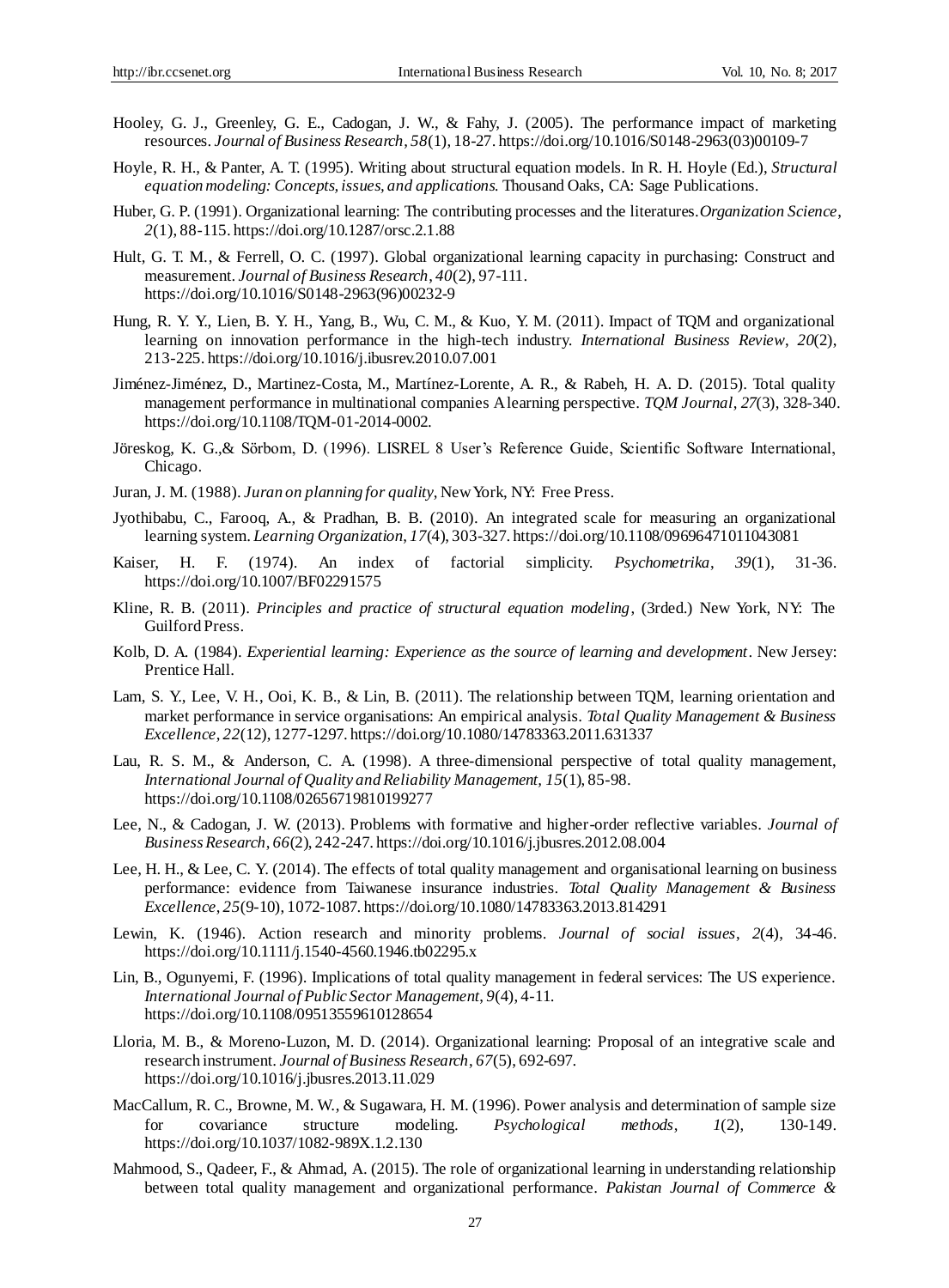Hooley, G. J., Greenley, G. E., Cadogan, J. W., & Fahy, J. (2005). The performance impact of marketing resources. *Journal of Business Research*, *58*(1), 18-27. https://doi.org/10.1016/S0148-2963(03)00109-7

Hoyle, R. H., & Panter, A. T. (1995). Writing about structural equation models. In R. H. Hoyle (Ed.), *Structural equation modeling: Concepts, issues, and applications*. Thousand Oaks, CA: Sage Publications.

Huber, G. P. (1991). Organizational learning: The contributing processes and the literatures. *Organization Science*, *2*(1), 88-115. https://doi.org/10.1287/orsc.2.1.88

Hult, G. T. M., & Ferrell, O. C. (1997). Global organizational learning capacity in purchasing: Construct and measurement. *Journal of Business Research*, *40*(2), 97-111. https://doi.org/10.1016/S0148-2963(96)00232-9

Hung, R. Y. Y., Lien, B. Y. H., Yang, B., Wu, C. M., & Kuo, Y. M. (2011). Impact of TQM and organizational learning on innovation performance in the high-tech industry. *International Business Review*, *20*(2), 213-225. https://doi.org/10.1016/j.ibusrev.2010.07.001

Jiménez-Jiménez, D., Martinez-Costa, M., Martínez-Lorente, A. R., & Rabeh, H. A. D. (2015). Total quality management performance in multinational companies A learning perspective. *TQM Journal*, *27*(3), 328-340. https://doi.org/10.1108/TQM-01-2014-0002.

Jöreskog, K. G.,& Sörbom, D. (1996). LISREL 8 User's Reference Guide, Scientific Software International, Chicago.

Juran, J. M. (1988). *Juran on planning for quality*, New York, NY: Free Press.

Jyothibabu, C., Farooq, A., & Pradhan, B. B. (2010). An integrated scale for measuring an organizational learning system. *Learning Organization*, *17*(4), 303-327. https://doi.org/10.1108/09696471011043081

Kaiser, H. F. (1974). An index of factorial simplicity. *Psychometrika*, *39*(1), 31-36. https://doi.org/10.1007/BF02291575

Kline, R. B. (2011). *Principles and practice of structural equation modeling*, (3rded.) New York, NY: The Guilford Press.

Kolb, D. A. (1984). *Experiential learning: Experience as the source of learning and development*. New Jersey: Prentice Hall.

Lam, S. Y., Lee, V. H., Ooi, K. B., & Lin, B. (2011). The relationship between TQM, learning orientation and market performance in service organisations: An empirical analysis. *Total Quality Management & Business Excellence*, *22*(12), 1277-1297. https://doi.org/10.1080/14783363.2011.631337

Lau, R. S. M., & Anderson, C. A. (1998). A three-dimensional perspective of total quality management, *International Journal of Quality and Reliability Management*, *15*(1), 85-98. https://doi.org/10.1108/02656719810199277

Lee, N., & Cadogan, J. W. (2013). Problems with formative and higher-order reflective variables. *Journal of Business Research*, *66*(2), 242-247. https://doi.org/10.1016/j.jbusres.2012.08.004

Lee, H. H., & Lee, C. Y. (2014). The effects of total quality management and organisational learning on business performance: evidence from Taiwanese insurance industries. *Total Quality Management & Business Excellence*, *25*(9-10), 1072-1087. https://doi.org/10.1080/14783363.2013.814291

Lewin, K. (1946). Action research and minority problems. *Journal of social issues*, *2*(4), 34-46. https://doi.org/10.1111/j.1540-4560.1946.tb02295.x

Lin, B., Ogunyemi, F. (1996). Implications of total quality management in federal services: The US experience. *International Journal of Public Sector Management*, *9*(4), 4-11. https://doi.org/10.1108/09513559610128654

Lloria, M. B., & Moreno-Luzon, M. D. (2014). Organizational learning: Proposal of an integrative scale and research instrument. *Journal of Business Research*, *67*(5), 692-697. https://doi.org/10.1016/j.jbusres.2013.11.029

MacCallum, R. C., Browne, M. W., & Sugawara, H. M. (1996). Power analysis and determination of sample size for covariance structure modeling. *Psychological methods*, *1*(2), 130-149. https://doi.org/10.1037/1082-989X.1.2.130

Mahmood, S., Qadeer, F., & Ahmad, A. (2015). The role of organizational learning in understanding relationship between total quality management and organizational performance. *Pakistan Journal of Commerce &*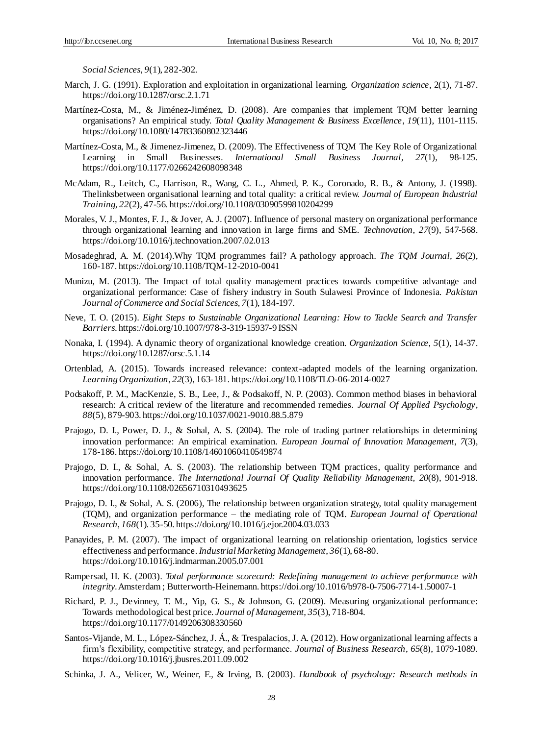*Social Sciences*, *9*(1), 282-302.

March, J. G. (1991). Exploration and exploitation in organizational learning. *Organization science*, 2(1), 71-87. https://doi.org/10.1287/orsc.2.1.71

Martínez-Costa, M., & Jiménez-Jiménez, D. (2008). Are companies that implement TQM better learning organisations? An empirical study. *Total Quality Management & Business Excellence*, *19*(11), 1101-1115. https://doi.org/10.1080/14783360802323446

Martínez-Costa, M., & Jimenez-Jimenez, D. (2009). The Effectiveness of TQM The Key Role of Organizational Learning in Small Businesses. *International Small Business Journal*, *27*(1), 98-125. https://doi.org/10.1177/0266242608098348

McAdam, R., Leitch, C., Harrison, R., Wang, C. L., Ahmed, P. K., Coronado, R. B., & Antony, J. (1998). Thelinksbetween organisational learning and total quality: a critical review. *Journal of European Industrial Training*, *22*(2), 47-56. https://doi.org/10.1108/03090599810204299

Morales, V. J., Montes, F. J., & Jover, A. J. (2007). Influence of personal mastery on organizational performance through organizational learning and innovation in large firms and SME. *Technovation*, *27*(9), 547-568. https://doi.org/10.1016/j.technovation.2007.02.013

Mosadeghrad, A. M. (2014).Why TQM programmes fail? A pathology approach. *The TQM Journal, 26*(2), 160-187. https://doi.org/10.1108/TQM-12-2010-0041

Munizu, M. (2013). The Impact of total quality management practices towards competitive advantage and organizational performance: Case of fishery industry in South Sulawesi Province of Indonesia. *Pakistan Journal of Commerce and Social Sciences, 7*(1), 184-197.

Neve, T. O. (2015). *Eight Steps to Sustainable Organizational Learning: How to Tackle Search and Transfer Barriers.* https://doi.org/10.1007/978-3-319-15937-9 ISSN

Nonaka, I. (1994). A dynamic theory of organizational knowledge creation. *Organization Science, 5*(1), 14-37. https://doi.org/10.1287/orsc.5.1.14

Ortenblad, A. (2015). Towards increased relevance: context-adapted models of the learning organization. *Learning Organization*, *22*(3), 163-181. https://doi.org/10.1108/TLO-06-2014-0027

Podsakoff, P. M., MacKenzie, S. B., Lee, J., & Podsakoff, N. P. (2003). Common method biases in behavioral research: A critical review of the literature and recommended remedies. *Journal Of Applied Psychology*, *88*(5), 879-903. https://doi.org/10.1037/0021-9010.88.5.879

Prajogo, D. I., Power, D. J., & Sohal, A. S. (2004). The role of trading partner relationships in determining innovation performance: An empirical examination. *European Journal of Innovation Management*, *7*(3), 178-186. https://doi.org/10.1108/14601060410549874

Prajogo, D. I., & Sohal, A. S. (2003). The relationship between TQM practices, quality performance and innovation performance. *The International Journal Of Quality Reliability Management, 20*(8), 901-918. https://doi.org/10.1108/02656710310493625

Prajogo, D. I., & Sohal, A. S. (2006), The relationship between organization strategy, total quality management (TQM), and organization performance – the mediating role of TQM. *European Journal of Operational Research*, *168*(1). 35-50. https://doi.org/10.1016/j.ejor.2004.03.033

Panayides, P. M. (2007). The impact of organizational learning on relationship orientation, logistics service effectiveness and performance. *Industrial Marketing Management*, *36*(1), 68-80. https://doi.org/10.1016/j.indmarman.2005.07.001

Rampersad, H. K. (2003). *Total performance scorecard: Redefining management to achieve performance with integrity.* Amsterdam ; Butterworth-Heinemann. https://doi.org/10.1016/b978-0-7506-7714-1.50007-1

Richard, P. J., Devinney, T. M., Yip, G. S., & Johnson, G. (2009). Measuring organizational performance: Towards methodological best price. *Journal of Management*, *35*(3), 718-804. https://doi.org/10.1177/0149206308330560

Santos-Vijande, M. L., López-Sánchez, J. Á., & Trespalacios, J. A. (2012). How organizational learning affects a firm's flexibility, competitive strategy, and performance. *Journal of Business Research*, *65*(8), 1079-1089. https://doi.org/10.1016/j.jbusres.2011.09.002

Schinka, J. A., Velicer, W., Weiner, F., & Irving, B. (2003). *Handbook of psychology: Research methods in*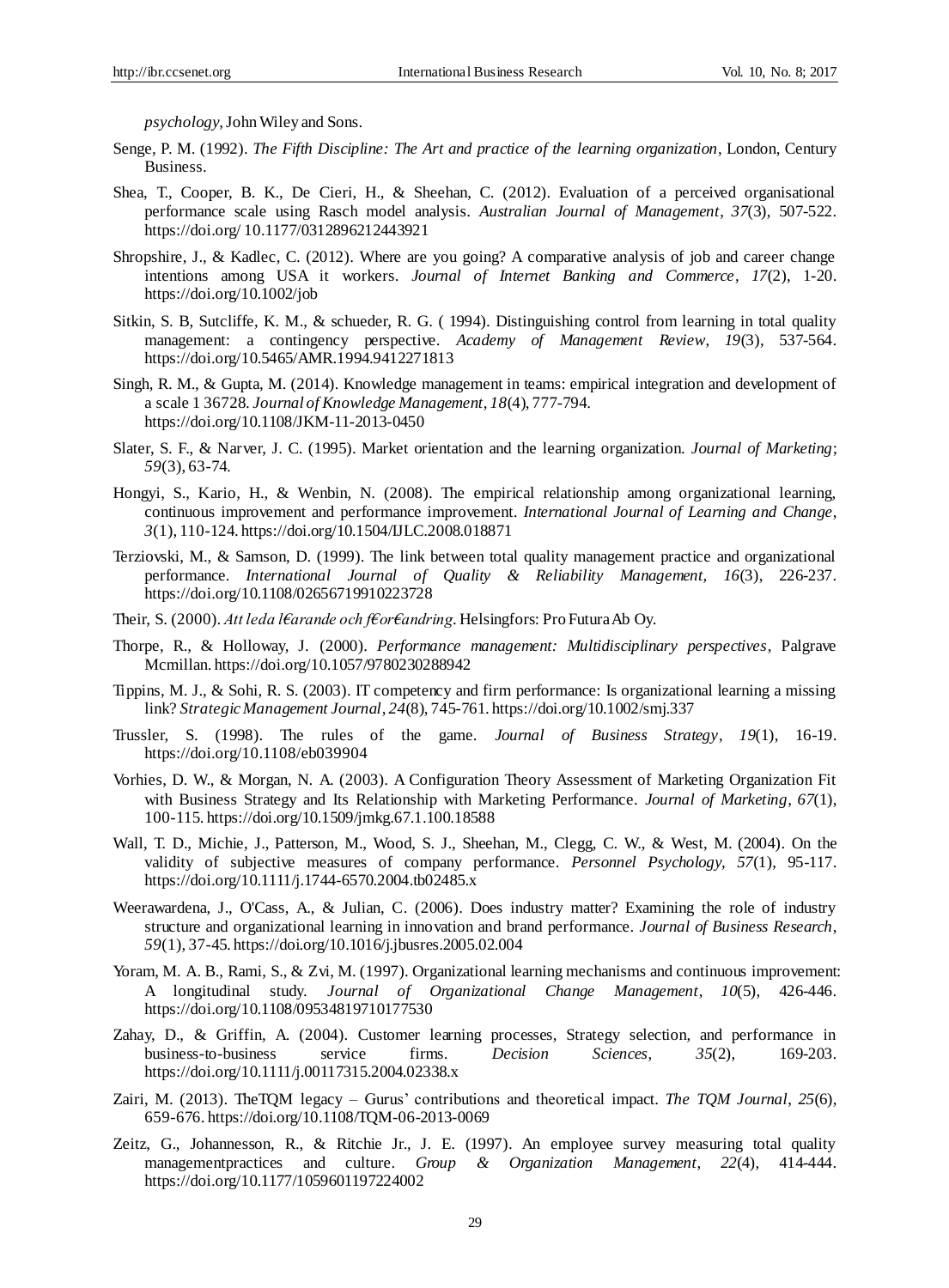*psychology*, John Wiley and Sons.

Senge, P. M. (1992). *The Fifth Discipline: The Art and practice of the learning organization*, London, Century Business.

Shea, T., Cooper, B. K., De Cieri, H., & Sheehan, C. (2012). Evaluation of a perceived organisational performance scale using Rasch model analysis. *Australian Journal of Management*, *37*(3), 507-522. https://doi.org/ 10.1177/0312896212443921

Shropshire, J., & Kadlec, C. (2012). Where are you going? A comparative analysis of job and career change intentions among USA it workers. *Journal of Internet Banking and Commerce*, *17*(2), 1-20. https://doi.org/10.1002/job

Sitkin, S. B, Sutcliffe, K. M., & schueder, R. G. ( 1994). Distinguishing control from learning in total quality management: a contingency perspective. *Academy of Management Review*, *19*(3), 537-564. https://doi.org/10.5465/AMR.1994.9412271813

Singh, R. M., & Gupta, M. (2014). Knowledge management in teams: empirical integration and development of a scale 1 36728. *Journal of Knowledge Management*, *18*(4), 777-794. https://doi.org/10.1108/JKM-11-2013-0450

Slater, S. F., & Narver, J. C. (1995). Market orientation and the learning organization. *Journal of Marketing*; *59*(3), 63-74.

Hongyi, S., Kario, H., & Wenbin, N. (2008). The empirical relationship among organizational learning, continuous improvement and performance improvement. *International Journal of Learning and Change*, *3*(1), 110-124. https://doi.org/10.1504/IJLC.2008.018871

Terziovski, M., & Samson, D. (1999). The link between total quality management practice and organizational performance. *International Journal of Quality & Reliability Management*, *16*(3), 226-237. https://doi.org/10.1108/02656719910223728

Their, S. (2000). *Att leda l€arande och f€or€andring*. Helsingfors: Pro Futura Ab Oy.

Thorpe, R., & Holloway, J. (2000). *Performance management: Multidisciplinary perspectives*, Palgrave Mcmillan. https://doi.org/10.1057/9780230288942

Tippins, M. J., & Sohi, R. S. (2003). IT competency and firm performance: Is organizational learning a missing link? *Strategic Management Journal*, *24*(8), 745-761. https://doi.org/10.1002/smj.337

Trussler, S. (1998). The rules of the game. *Journal of Business Strategy*, *19*(1), 16-19. https://doi.org/10.1108/eb039904

Vorhies, D. W., & Morgan, N. A. (2003). A Configuration Theory Assessment of Marketing Organization Fit with Business Strategy and Its Relationship with Marketing Performance. *Journal of Marketing*, *67*(1), 100-115. https://doi.org/10.1509/jmkg.67.1.100.18588

Wall, T. D., Michie, J., Patterson, M., Wood, S. J., Sheehan, M., Clegg, C. W., & West, M. (2004). On the validity of subjective measures of company performance. *Personnel Psychology*, *57*(1), 95-117. https://doi.org/10.1111/j.1744-6570.2004.tb02485.x

Weerawardena, J., O'Cass, A., & Julian, C. (2006). Does industry matter? Examining the role of industry structure and organizational learning in innovation and brand performance. *Journal of Business Research*, *59*(1), 37-45. https://doi.org/10.1016/j.jbusres.2005.02.004

Yoram, M. A. B., Rami, S., & Zvi, M. (1997). Organizational learning mechanisms and continuous improvement: A longitudinal study. *Journal of Organizational Change Management*, *10*(5), 426-446. https://doi.org/10.1108/09534819710177530

Zahay, D., & Griffin, A. (2004). Customer learning processes, Strategy selection, and performance in business-to-business service firms. *Decision Sciences*, *35*(2), 169-203. https://doi.org/10.1111/j.00117315.2004.02338.x

Zairi, M. (2013). TheTQM legacy – Gurus' contributions and theoretical impact. *The TQM Journal*, *25*(6), 659-676. https://doi.org/10.1108/TQM-06-2013-0069

Zeitz, G., Johannesson, R., & Ritchie Jr., J. E. (1997). An employee survey measuring total quality managementpractices and culture. *Group & Organization Management*, *22*(4), 414-444. https://doi.org/10.1177/1059601197224002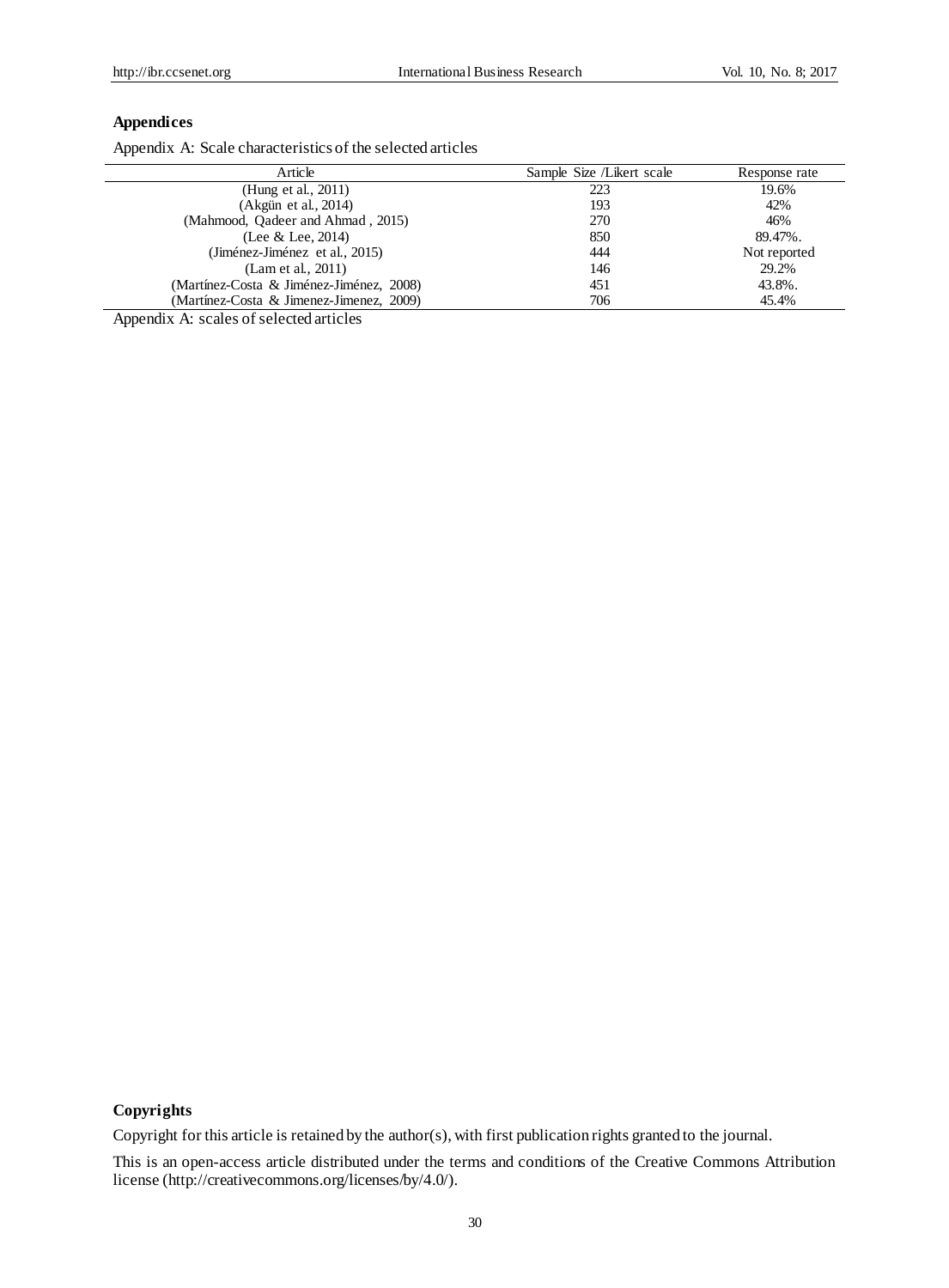## Appendices

Appendix A: Scale characteristics of the selected articles

| Article | Sample Size /Likert scale | Response rate |
|---|---|---|
| (Hung et al., 2011) | 223 | 19.6% |
| (Akgün et al., 2014) | 193 | 42% |
| (Mahmood, Qadeer and Ahmad , 2015) | 270 | 46% |
| (Lee & Lee, 2014) | 850 | 89.47%. |
| (Jiménez-Jiménez et al., 2015) | 444 | Not reported |
| (Lam et al., 2011) | 146 | 29.2% |
| (Martínez-Costa & Jiménez-Jiménez, 2008) | 451 | 43.8%. |
| (Martínez-Costa & Jimenez-Jimenez, 2009) | 706 | 45.4% |

Appendix A: scales of selected articles

## Copyrights

Copyright for this article is retained by the author(s), with first publication rights granted to the journal.

This is an open-access article distributed under the terms and conditions of the Creative Commons Attribution license (http://creativecommons.org/licenses/by/4.0/).